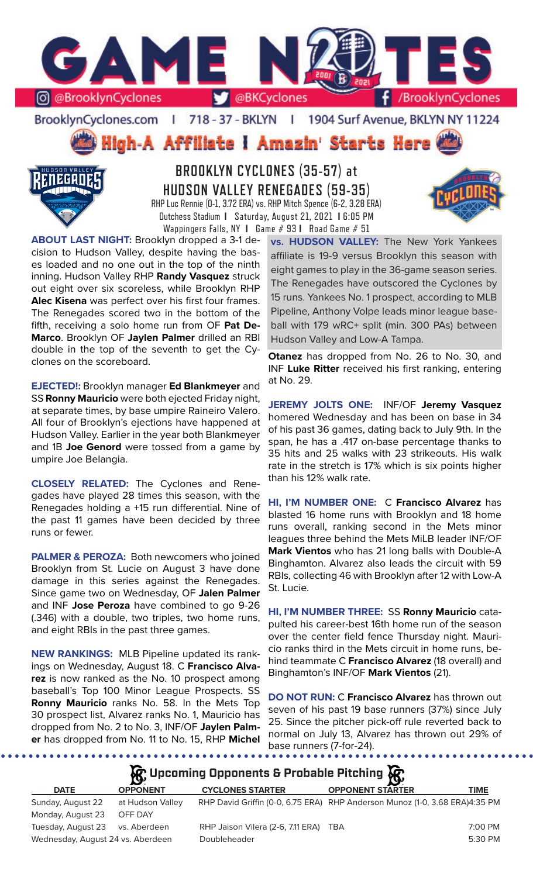# GAME NOTES

@BrooklynCyclones | @BKCyclones | /BrooklynCyclones

BrooklynCyclones.com | 718 - 37 - BKLYN | 1904 Surf Avenue, BKLYN NY 11224

**High-A Affiliate I Amazin' Starts Here**

## BROOKLYN CYCLONES (35-57) at HUDSON VALLEY RENEGADES (59-35)

RHP Luc Rennie (0-1, 3.72 ERA) vs. RHP Mitch Spence (6-2, 3.28 ERA)

Dutchess Stadium I Saturday, August 21, 2021 I 6:05 PM

Wappingers Falls, NY I Game # 93 I Road Game # 51

**ABOUT LAST NIGHT:** Brooklyn dropped a 3-1 decision to Hudson Valley, despite having the bases loaded and no one out in the top of the ninth inning. Hudson Valley RHP **Randy Vasquez** struck out eight over six scoreless, while Brooklyn RHP **Alec Kisena** was perfect over his first four frames. The Renegades scored two in the bottom of the fifth, receiving a solo home run from OF **Pat DeMarco**. Brooklyn OF **Jaylen Palmer** drilled an RBI double in the top of the seventh to get the Cyclones on the scoreboard.

**EJECTED!:** Brooklyn manager **Ed Blankmeyer** and SS **Ronny Mauricio** were both ejected Friday night, at separate times, by base umpire Raineiro Valero. All four of Brooklyn's ejections have happened at Hudson Valley. Earlier in the year both Blankmeyer and 1B **Joe Genord** were tossed from a game by umpire Joe Belangia.

**CLOSELY RELATED:** The Cyclones and Renegades have played 28 times this season, with the Renegades holding a +15 run differential. Nine of the past 11 games have been decided by three runs or fewer.

**PALMER & PEROZA:** Both newcomers who joined Brooklyn from St. Lucie on August 3 have done damage in this series against the Renegades. Since game two on Wednesday, OF **Jalen Palmer** and INF **Jose Peroza** have combined to go 9-26 (.346) with a double, two triples, two home runs, and eight RBIs in the past three games.

**NEW RANKINGS:** MLB Pipeline updated its rankings on Wednesday, August 18. C **Francisco Alvarez** is now ranked as the No. 10 prospect among baseball's Top 100 Minor League Prospects. SS **Ronny Mauricio** ranks No. 58. In the Mets Top 30 prospect list, Alvarez ranks No. 1, Mauricio has dropped from No. 2 to No. 3, INF/OF **Jaylen Palmer** has dropped from No. 11 to No. 15, RHP **Michel Otanez** has dropped from No. 26 to No. 30, and INF **Luke Ritter** received his first ranking, entering at No. 29.

**vs. HUDSON VALLEY:** The New York Yankees affiliate is 19-9 versus Brooklyn this season with eight games to play in the 36-game season series. The Renegades have outscored the Cyclones by 15 runs. Yankees No. 1 prospect, according to MLB Pipeline, Anthony Volpe leads minor league baseball with 179 wRC+ split (min. 300 PAs) between Hudson Valley and Low-A Tampa.

**JEREMY JOLTS ONE:** INF/OF **Jeremy Vasquez** homered Wednesday and has been on base in 34 of his past 36 games, dating back to July 9th. In the span, he has a .417 on-base percentage thanks to 35 hits and 25 walks with 23 strikeouts. His walk rate in the stretch is 17% which is six points higher than his 12% walk rate.

**HI, I'M NUMBER ONE:** C **Francisco Alvarez** has blasted 16 home runs with Brooklyn and 18 home runs overall, ranking second in the Mets minor leagues three behind the Mets MiLB leader INF/OF **Mark Vientos** who has 21 long balls with Double-A Binghamton. Alvarez also leads the circuit with 59 RBIs, collecting 46 with Brooklyn after 12 with Low-A St. Lucie.

**HI, I'M NUMBER THREE:** SS **Ronny Mauricio** catapulted his career-best 16th home run of the season over the center field fence Thursday night. Mauricio ranks third in the Mets circuit in home runs, behind teammate C **Francisco Alvarez** (18 overall) and Binghamton's INF/OF **Mark Vientos** (21).

**DO NOT RUN:** C **Francisco Alvarez** has thrown out seven of his past 19 base runners (37%) since July 25. Since the pitcher pick-off rule reverted back to normal on July 13, Alvarez has thrown out 29% of base runners (7-for-24).

## Upcoming Opponents & Probable Pitching

| DATE | OPPONENT | CYCLONES STARTER | OPPONENT STARTER | TIME |
|---|---|---|---|---|
| Sunday, August 22 | at Hudson Valley | RHP David Griffin (0-0, 6.75 ERA) | RHP Anderson Munoz (1-0, 3.68 ERA) | 4:35 PM |
| Monday, August 23 | OFF DAY | | | |
| Tuesday, August 23 | vs. Aberdeen | RHP Jaison Vilera (2-6, 7.11 ERA) | TBA | 7:00 PM |
| Wednesday, August 24 | vs. Aberdeen | Doubleheader | | 5:30 PM |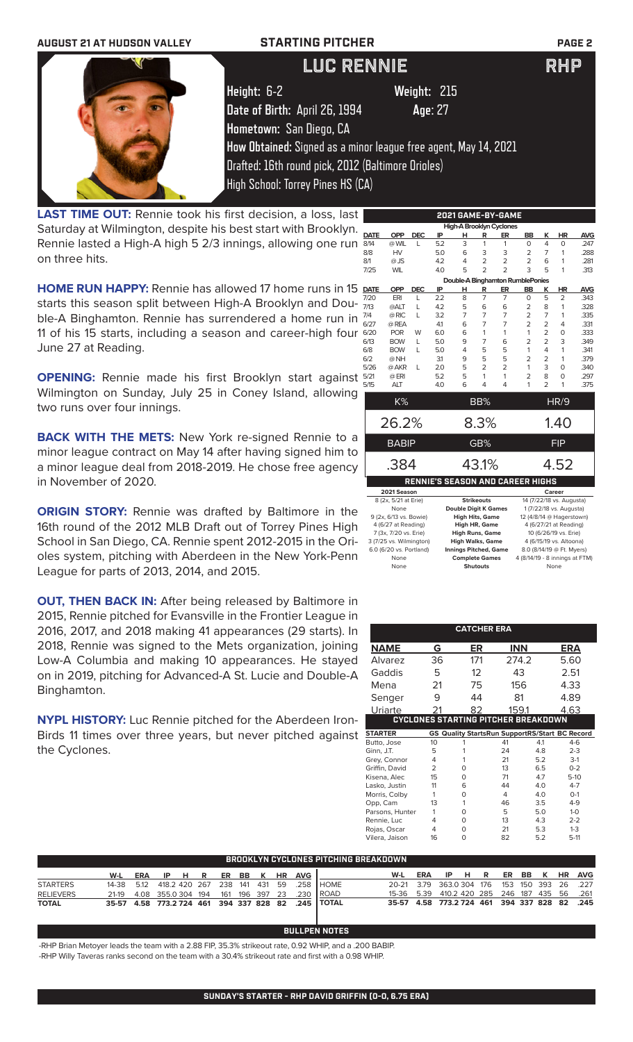AUGUST 21 AT HUDSON VALLEY — STARTING PITCHER

# LUC RENNIE — RHP

**Height:** 6-2 **Weight:** 215
**Date of Birth:** April 26, 1994 **Age:** 27
**Hometown:** San Diego, CA
**How Obtained:** Signed as a minor league free agent, May 14, 2021
Drafted: 16th round pick, 2012 (Baltimore Orioles)
High School: Torrey Pines HS (CA)

**LAST TIME OUT:** Rennie took his first decision, a loss, last Saturday at Wilmington, despite his best start with Brooklyn. Rennie lasted a High-A high 5 2/3 innings, allowing one run on three hits.

**HOME RUN HAPPY:** Rennie has allowed 17 home runs in 15 starts this season split between High-A Brooklyn and Double-A Binghamton. Rennie has surrendered a home run in 11 of his 15 starts, including a season and career-high four June 27 at Reading.

**OPENING:** Rennie made his first Brooklyn start against Wilmington on Sunday, July 25 in Coney Island, allowing two runs over four innings.

**BACK WITH THE METS:** New York re-signed Rennie to a minor league contract on May 14 after having signed him to a minor league deal from 2018-2019. He chose free agency in November of 2020.

**ORIGIN STORY:** Rennie was drafted by Baltimore in the 16th round of the 2012 MLB Draft out of Torrey Pines High School in San Diego, CA. Rennie spent 2012-2015 in the Orioles system, pitching with Aberdeen in the New York-Penn League for parts of 2013, 2014, and 2015.

**OUT, THEN BACK IN:** After being released by Baltimore in 2015, Rennie pitched for Evansville in the Frontier League in 2016, 2017, and 2018 making 41 appearances (29 starts). In 2018, Rennie was signed to the Mets organization, joining Low-A Columbia and making 10 appearances. He stayed on in 2019, pitching for Advanced-A St. Lucie and Double-A Binghamton.

**NYPL HISTORY:** Luc Rennie pitched for the Aberdeen IronBirds 11 times over three years, but never pitched against the Cyclones.

## 2021 GAME-BY-GAME

**High-A Brooklyn Cyclones**

| DATE | OPP | DEC | IP | H | R | ER | BB | K | HR | AVG |
|---|---|---|---|---|---|---|---|---|---|---|
| 8/14 | @ WIL | L | 5.2 | 3 | 1 | 1 | 0 | 4 | 0 | .247 |
| 8/8 | HV | | 5.0 | 6 | 3 | 3 | 2 | 7 | 1 | .288 |
| 8/1 | @ JS | | 4.2 | 4 | 2 | 2 | 2 | 6 | 1 | .281 |
| 7/25 | WIL | | 4.0 | 5 | 2 | 2 | 3 | 5 | 1 | .313 |

**Double-A Binghamton RumblePonies**

| DATE | OPP | DEC | IP | H | R | ER | BB | K | HR | AVG |
|---|---|---|---|---|---|---|---|---|---|---|
| 7/20 | ERI | L | 2.2 | 8 | 7 | 7 | 0 | 5 | 2 | .343 |
| 7/13 | @ALT | L | 4.2 | 5 | 6 | 6 | 2 | 8 | 1 | .328 |
| 7/4 | @ RIC | L | 3.2 | 7 | 7 | 7 | 2 | 7 | 1 | .335 |
| 6/27 | @ REA | | 4.1 | 6 | 7 | 7 | 2 | 2 | 4 | .331 |
| 6/20 | POR | W | 6.0 | 6 | 1 | 1 | 1 | 2 | 0 | .333 |
| 6/13 | BOW | L | 5.0 | 9 | 7 | 6 | 2 | 2 | 3 | .349 |
| 6/8 | BOW | L | 5.0 | 4 | 5 | 5 | 1 | 4 | 1 | .341 |
| 6/2 | @ NH | | 3.1 | 9 | 5 | 5 | 2 | 2 | 1 | .379 |
| 5/26 | @ AKR | L | 2.0 | 5 | 2 | 2 | 1 | 3 | 0 | .340 |
| 5/21 | @ ERI | | 5.2 | 5 | 1 | 1 | 2 | 8 | 0 | .297 |
| 5/15 | ALT | | 4.0 | 6 | 4 | 4 | 1 | 2 | 1 | .375 |

| K% | BB% | HR/9 |
|---|---|---|
| 26.2% | 8.3% | 1.40 |
| **BABIP** | **GB%** | **FIP** |
| .384 | 43.1% | 4.52 |

## RENNIE'S SEASON AND CAREER HIGHS

| 2021 Season | | Career |
|---|---|---|
| 8 (2x, 5/21 at Erie) | Strikeouts | 14 (7/22/18 vs. Augusta) |
| None | Double Digit K Games | 1 (7/22/18 vs. Augusta) |
| 9 (2x, 6/13 vs. Bowie) | High Hits, Game | 12 (4/8/14 @ Hagerstown) |
| 4 (6/27 at Reading) | High HR, Game | 4 (6/27/21 at Reading) |
| 7 (3x, 7/20 vs. Erie) | High Runs, Game | 10 (6/26/19 vs. Erie) |
| 3 (7/25 vs. Wilmington) | High Walks, Game | 4 (6/15/19 vs. Altoona) |
| 6.0 (6/20 vs. Portland) | Innings Pitched, Game | 8.0 (8/14/19 @ Ft. Myers) |
| None | Complete Games | 4 (8/14/19 - 8 innings at FTM) |
| None | Shutouts | None |

## CATCHER ERA

| NAME | G | ER | INN | ERA |
|---|---|---|---|---|
| Alvarez | 36 | 171 | 274.2 | 5.60 |
| Gaddis | 5 | 12 | 43 | 2.51 |
| Mena | 21 | 75 | 156 | 4.33 |
| Senger | 9 | 44 | 81 | 4.89 |
| Uriarte | 21 | 82 | 159.1 | 4.63 |

## CYCLONES STARTING PITCHER BREAKDOWN

| STARTER | GS | Quality Starts | Run Support | RS/Start | BC Record |
|---|---|---|---|---|---|
| Butto, Jose | 10 | 1 | 41 | 4.1 | 4-6 |
| Ginn, J.T. | 5 | 1 | 24 | 4.8 | 2-3 |
| Grey, Connor | 4 | 1 | 21 | 5.2 | 3-1 |
| Griffin, David | 2 | 0 | 13 | 6.5 | 0-2 |
| Kisena, Alec | 15 | 0 | 71 | 4.7 | 5-10 |
| Lasko, Justin | 11 | 6 | 44 | 4.0 | 4-7 |
| Morris, Colby | 1 | 0 | 4 | 4.0 | 0-1 |
| Opp, Cam | 13 | 1 | 46 | 3.5 | 4-9 |
| Parsons, Hunter | 1 | 0 | 5 | 5.0 | 1-0 |
| Rennie, Luc | 4 | 0 | 13 | 3.3 | 2-2 |
| Rojas, Oscar | 4 | 0 | 21 | 5.3 | 1-3 |
| Vilera, Jaison | 16 | 0 | 82 | 5.2 | 5-11 |

## BROOKLYN CYCLONES PITCHING BREAKDOWN

| | W-L | ERA | IP | H | R | ER | BB | K | HR | AVG |
|---|---|---|---|---|---|---|---|---|---|---|
| STARTERS | 14-38 | 5.12 | 418.2 | 420 | 267 | 238 | 141 | 431 | 59 | .258 |
| RELIEVERS | 21-19 | 4.08 | 355.0 | 304 | 194 | 161 | 196 | 397 | 23 | .230 |
| TOTAL | 35-57 | 4.58 | 773.2 | 724 | 461 | 394 | 337 | 828 | 82 | .245 |

| | W-L | ERA | IP | H | R | ER | BB | K | HR | AVG |
|---|---|---|---|---|---|---|---|---|---|---|
| HOME | 20-21 | 3.79 | 363.0 | 304 | 176 | 153 | 150 | 393 | 26 | .227 |
| ROAD | 15-36 | 5.39 | 410.2 | 420 | 285 | 246 | 187 | 435 | 56 | .261 |
| TOTAL | 35-57 | 4.58 | 773.2 | 724 | 461 | 394 | 337 | 828 | 82 | .245 |

## BULLPEN NOTES

-RHP Brian Metoyer leads the team with a 2.88 FIP, 35.3% strikeout rate, 0.92 WHIP, and a .200 BABIP.
-RHP Willy Taveras ranks second on the team with a 30.4% strikeout rate and first with a 0.98 WHIP.

**SUNDAY'S STARTER - RHP DAVID GRIFFIN (0-0, 6.75 ERA)**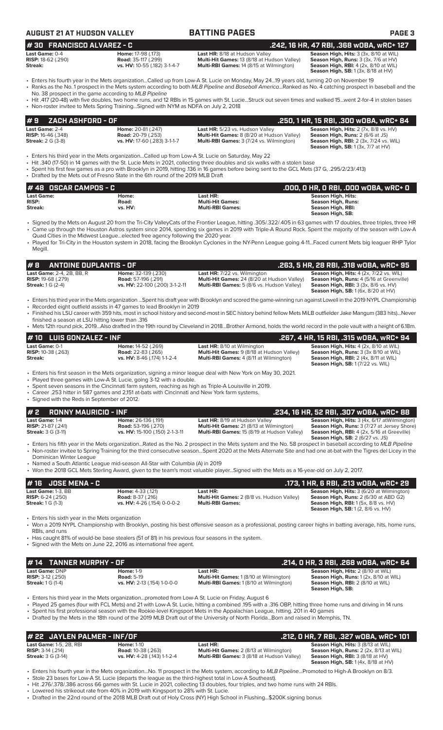## # 30 FRANCISCO ALVAREZ - C — .242, 16 HR, 47 RBI, .368 wOBA, wRC+ 127

| | | | |
|---|---|---|---|
| **Last Game:** 0-4 | **Home:** 17-98 (.173) | **Last HR:** 8/18 at Hudson Valley | **Season High, Hits:** 3 (3x, 8/10 at WIL) |
| **RISP:** 18-62 (.290) | **Road:** 35-117 (.299) | **Multi-Hit Games:** 13 (8/18 at Hudson Valley) | **Season High, Runs:** 3 (3x, 7/6 at WIL) |
| **Streak:** | **vs. HV:** 10-55 (.182) 3-1-4-7 | **Multi-RBI Games:** 14 (8/15 at Wilmington) | **Season High, RBI:** 4 (2x, 8/10 at WIL) |
| | | | **Season High, SB:** 1 (3x, 8/18 at HV) |

- Enters his fourth year in the Mets organization...Called up from Low-A St. Lucie on Monday, May 24...19 years old, turning 20 on November 19
- Ranks as the No. 1 prospect in the Mets system according to both *MLB Pipeline* and *Baseball America*...Ranked as No. 4 catching prospect in baseball and the No. 38 prospect in the game according to *MLB Pipeline*
- Hit .417 (20-48) with five doubles, two home runs, and 12 RBIs in 15 games with St. Lucie...Struck out seven times and walked 15...went 2-for-4 in stolen bases
- Non-roster invitee to Mets Spring Training...Signed with NYM as NDFA on July 2, 2018

## # 9 ZACH ASHFORD - OF — .250, 1 HR, 15 RBI, .300 wOBA, wRC+ 84

| | | | |
|---|---|---|---|
| **Last Game:** 2-4 | **Home:** 20-81 (.247) | **Last HR:** 5/23 vs. Hudson Valley | **Season High, Hits:** 2 (7x, 8/8 vs. HV) |
| **RISP:** 16-46 (.348) | **Road:** 20-79 (.253) | **Multi-Hit Games:** 8 (8/20 at Hudson Valley) | **Season High, Runs:** 2 (6/6 at JS) |
| **Streak:** 2 G (3-8) | **vs. HV:** 17-60 (.283) 3-1-1-7 | **Multi-RBI Games:** 3 (7/24 vs. Wilmington) | **Season High, RBI:** 2 (3x, 7/24 vs. WIL) |
| | | | **Season High, SB:** 1 (3x, 7/7 at HV) |

- Enters his third year in the Mets organization...Called up from Low-A St. Lucie on Saturday, May 22
- Hit .340 (17-50) in 14 games with the St. Lucie Mets in 2021, collecting three doubles and six walks with a stolen base
- Spent his first few games as a pro with Brooklyn in 2019, hitting .136 in 16 games before being sent to the GCL Mets (37 G, .295/2/23/.413)
- Drafted by the Mets out of Fresno State in the 6th round of the 2019 MLB Draft

## # 48 OSCAR CAMPOS - C — .000, 0 HR, 0 RBI, .000 wOBA, wRC+ 0

| | | | |
|---|---|---|---|
| **Last Game:** | **Home:** | **Last HR:** | **Season High, Hits:** |
| **RISP:** | **Road:** | **Multi-Hit Games:** | **Season High, Runs:** |
| **Streak:** | **vs. HV:** | **Multi-RBI Games:** | **Season High, RBI:** |
| | | | **Season High, SB:** |

- Signed by the Mets on August 20 from the Tri-City ValleyCats of the Frontier League, hitting .305/.322/.405 in 63 games with 17 doubles, three triples, three HR
- Came up through the Houston Astros system since 2014, spending six games in 2019 with Triple-A Round Rock. Spent the majority of the season with Low-A Quad Cities in the Midwest League...elected free agency following the 2020 year.
- Played for Tri-City in the Houston system in 2018, facing the Brooklyn Cyclones in the NY-Penn League going 4-11...Faced current Mets big leaguer RHP Tylor Megill.

## # 8 ANTOINE DUPLANTIS - OF — .263, 5 HR, 28 RBI, .318 wOBA, wRC+ 95

| | | | |
|---|---|---|---|
| **Last Game:** 2-4, 2B, BB, R | **Home:** 32-139 (.230) | **Last HR:** 7/22 vs. Wilmington | **Season High, Hits:** 4 (2x, 7/22 vs. WIL) |
| **RISP:** 19-68 (.279) | **Road:** 57-196 (.291) | **Multi-Hit Games:** 24 (8/20 at Hudson Valley) | **Season High, Runs:** 4 (5/16 at Greenville) |
| **Streak:** 1 G (2-4) | **vs. HV:** 22-100 (.200) 3-1-2-11 | **Multi-RBI Games:** 5 (8/6 vs. Hudson Valley) | **Season High, RBI:** 3 (3x, 8/6 vs. HV) |
| | | | **Season High, SB:** 1 (6x, 8/20 at HV) |

- Enters his third year in the Mets organization ...Spent his draft year with Brooklyn and scored the game-winning run against Lowell in the 2019 NYPL Championship
- Recorded eight outfield assists in 47 games to lead Brooklyn in 2019
- Finished his LSU career with 359 hits, most in school history and second-most in SEC history behind fellow Mets MiLB outfielder Jake Mangum (383 hits)...Never finished a season at LSU hitting lower than .316
- Mets 12th round pick, 2019...Also drafted in the 19th round by Cleveland in 2018...Brother Armond, holds the world record in the pole vault with a height of 6.18m.

## # 10 LUIS GONZALEZ - INF — .267, 4 HR, 15 RBI, .315 wOBA, wRC+ 94

| | | | |
|---|---|---|---|
| **Last Game:** 0-1 | **Home:** 14-52 (.269) | **Last HR:** 8/10 at Wilmington | **Season High, Hits:** 4 (2x, 8/10 at WIL) |
| **RISP:** 10-38 (.263) | **Road:** 22-83 (.265) | **Multi-Hit Games:** 9 (8/18 at Hudson Valley) | **Season High, Runs:** 3 (3x 8/10 at WIL) |
| **Streak:** | **vs. HV:** 8-46 (.174) 1-1-2-4 | **Multi-RBI Games:** 4 (8/11 at Wilmington) | **Season High, RBI:** 2 (4x, 8/11 at WIL) |
| | | | **Season High, SB:** 1 (7/22 vs. WIL) |

- Enters his first season in the Mets organization, signing a minor league deal with New York on May 30, 2021.
- Played three games with Low-A St. Lucie, going 3-12 with a double.
- Spent seven seasons in the Cincinnati farm system, reaching as high as Triple-A Louisville in 2019.
- Career .253 hitter in 587 games and 2,151 at-bats with Cincinnati and New York farm systems.
- Signed with the Reds in September of 2012.

## # 2 RONNY MAURICIO - INF — .234, 16 HR, 52 RBI, .307 wOBA, wRC+ 88

| | | | |
|---|---|---|---|
| **Last Game:** 1-4 | **Home:** 26-136 (.191) | **Last HR:** 8/19 at Hudson Valley | **Season High, Hits:** 3 (4x, 6/17 atWilmington) |
| **RISP:** 21-87 (.241) | **Road:** 53-196 (.270) | **Multi-Hit Games:** 21 (8/13 at Wilmington) | **Season High, Runs:** 3 (7/27 at Jersey Shore) |
| **Streak:** 3 G (3-11) | **vs. HV:** 15-100 (.150) 2-1-3-11 | **Multi-RBI Games:** 15 (8/19 at Hudson Valley) | **Season High, RBI:** 4 (2x, 5/16 at Greeville) |
| | | | **Season High, SB:** 2 (6/27 vs. JS) |

- Enters his fifth year in the Mets organization...Rated as the No. 2 prospect in the Mets system and the No. 58 prospect in baseball according to *MLB Pipeline*
- Non-roster invitee to Spring Training for the third consecutive season...Spent 2020 at the Mets Alternate Site and had one at-bat with the Tigres del Licey in the Dominican Winter League
- Named a South Atlantic League mid-season All-Star with Columbia (A) in 2019
- Won the 2018 GCL Mets Sterling Award, given to the team's most valuable player...Signed with the Mets as a 16-year-old on July 2, 2017.

## # 16 JOSE MENA - C — .173, 1 HR, 6 RBI, .213 wOBA, wRC+ 29

| | | | |
|---|---|---|---|
| **Last Game:** 1-3, BB | **Home:** 4-33 (.121) | **Last HR:** | **Season High, Hits:** 3 (6/20 at Wilmington) |
| **RISP:** 6-24 (.250) | **Road:** 8-37 (.216) | **Multi-Hit Games:** 2 (8/8 vs. Hudson Valley) | **Season High, Runs:** 2 (6/30 at ABD G2) |
| **Streak:** 1 G (1-3) | **vs. HV:** 4-26 (.154) 0-0-0-2 | **Multi-RBI Games:** | **Season High, RBI:** 1 (5x, 8/8 vs. HV) |
| | | | **Season High, SB:** 1 (2, 8/6 vs. HV) |

- Enters his sixth year in the Mets organization
- Won a 2019 NYPL Championship with Brooklyn, posting his best offensive season as a professional, posting career highs in batting average, hits, home runs, RBIs, and runs
- Has caught 81% of would-be base stealers (51 of 81) in his previous four seasons in the system.
- Signed with the Mets on June 22, 2016 as international free agent.

## # 14 TANNER MURPHY - OF — .214, 0 HR, 3 RBI, .268 wOBA, wRC+ 64

| | | | |
|---|---|---|---|
| **Last Game:** DNP | **Home:** 1-9 | **Last HR:** | **Season High, Hits:** 2 (8/10 at WIL) |
| **RISP:** 3-12 (.250) | **Road:** 5-19 | **Multi-Hit Games:** 1 (8/10 at Wilmington) | **Season High, Runs:** 1 (2x, 8/10 at WIL) |
| **Streak:** 1 G (1-4) | **vs. HV:** 2-13 (.154) 1-0-0-0 | **Multi-RBI Games:** 1 (8/10 at Wilmington) | **Season High, RBI:** 2 (8/10 at WIL) |
| | | | **Season High, SB:** |

- Enters his third year in the Mets organization...promoted from Low-A St. Lucie on Friday, August 6
- Played 25 games (four with FCL Mets) and 21 with Low-A St. Lucie, hitting a combined .195 with a .316 OBP, hitting three home runs and driving in 14 runs
- Spent his first professional season with the Rookie-level Kingsport Mets in the Appalachian League, hitting. 201 in 40 games
- Drafted by the Mets in the 18th round of the 2019 MLB Draft out of the University of North Florida...Born and raised in Memphis, TN.

## # 22 JAYLEN PALMER - INF/OF — .212, 0 HR, 7 RBI, .327 wOBA, wRC+ 101

| | | | |
|---|---|---|---|
| **Last Game:** 1-5, 2B, RBI | **Home:** 1-10 | **Last HR:** | **Season High, Hits:** 3 (8/13 at WIL) |
| **RISP:** 3-14 (.214) | **Road:** 10-38 (.263) | **Multi-Hit Games:** 2 (8/13 at Wilmington) | **Season High, Runs:** 2 (2x, 8/13 at WIL) |
| **Streak:** 3 G (3-14) | **vs. HV:** 4-28 (.143) 1-1-2-4 | **Multi-RBI Games:** 3 (8/18 at Hudson Valley) | **Season High, RBI:** 3 (8/18 at HV) |
| | | | **Season High, SB:** 1 (4x, 8/18 at HV) |

- Enters his fourth year in the Mets organization...No. 11 prospect in the Mets system, according to *MLB Pipeline*...Promoted to High-A Brooklyn on 8/3.
- Stole 23 bases for Low-A St. Lucie (departs the league as the third-highest total in Low-A Southeast).
- Hit .276/.378/.386 across 66 games with St. Lucie in 2021, collecting 13 doubles, four triples, and two home runs with 24 RBIs.
- Lowered his strikeout rate from 40% in 2019 with Kingsport to 28% with St. Lucie.
- Drafted in the 22nd round of the 2018 MLB Draft out of Holy Cross (NY) High School in Flushing...$200K signing bonus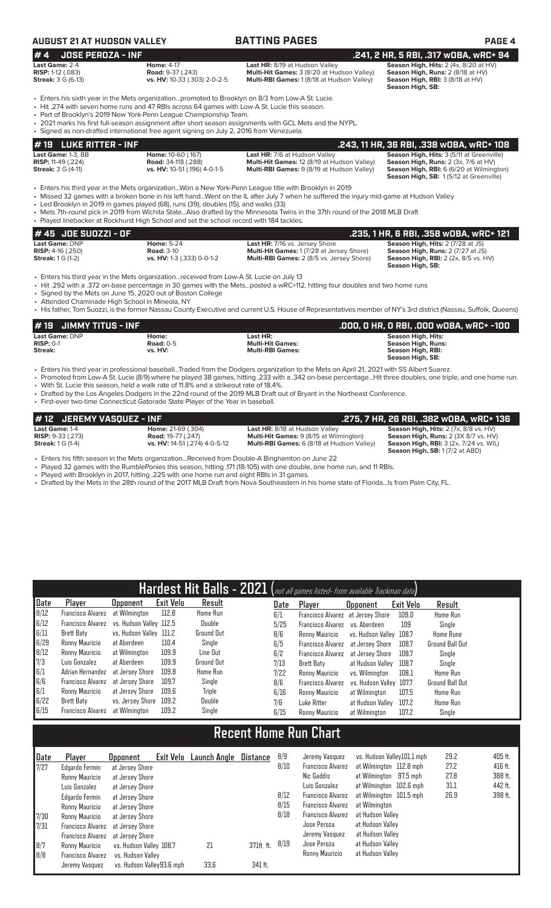**AUGUST 21 AT HUDSON VALLEY — BATTING PAGES**

## # 4 JOSE PEROZA - INF — .241, 2 HR, 5 RBI, .317 wOBA, wRC+ 94

| | | | |
|---|---|---|---|
| **Last Game:** 2-4 | **Home:** 4-17 | **Last HR:** 8/19 at Hudson Valley | **Season High, Hits:** 2 (4x, 8/20 at HV) |
| **RISP:** 1-12 (.083) | **Road:** 9-37 (.243) | **Multi-Hit Games:** 3 (8/20 at Hudson Valley) | **Season High, Runs:** 2 (8/18 at HV) |
| **Streak:** 3 G (6-13) | **vs. HV:** 10-33 (.303) 2-0-2-5 | **Multi-RBI Games:** 1 (8/18 at Hudson Valley) | **Season High, RBI:** 3 (8/18 at HV) |
| | | | **Season High, SB:** |

- Enters his sixth year in the Mets organization...promoted to Brooklyn on 8/3 from Low-A St. Lucie.
- Hit .274 with seven home runs and 47 RBIs across 64 games with Low-A St. Lucie this season.
- Part of Brooklyn's 2019 New York-Penn League Championship Team.
- 2021 marks his first full-season assignment after short season assignments with GCL Mets and the NYPL.
- Signed as non-drafted international free agent signing on July 2, 2016 from Venezuela.

## # 19 LUKE RITTER - INF — .243, 11 HR, 36 RBI, .338 wOBA, wRC+ 108

| | | | |
|---|---|---|---|
| **Last Game:** 1-3, BB | **Home:** 10-60 (.167) | **Last HR:** 7/6 at Hudson Valley | **Season High, Hits:** 3 (5/11 at Greenville) |
| **RISP:** 11-49 (.224) | **Road:** 34-118 (.288) | **Multi-Hit Games:** 12 (8/19 at Hudson Valley) | **Season High, Runs:** 2 (3x, 7/6 at HV) |
| **Streak:** 3 G (4-11) | **vs. HV:** 10-51 (.196) 4-0-1-5 | **Multi-RBI Games:** 9 (8/19 at Hudson Valley) | **Season High, RBI:** 6 (6/20 at Wilmington) |
| | | | **Season High, SB:** 1 (5/12 at Greenville) |

- Enters his third year in the Mets organization...Won a New York-Penn League title with Brooklyn in 2019
- Missed 32 games with a broken bone in his left hand...Went on the IL after July 7 when he suffered the injury mid-game at Hudson Valley
- Led Brooklyn in 2019 in games played (68), runs (39), doubles (15), and walks (33)
- Mets 7th-round pick in 2019 from Wichita State...Also drafted by the Minnesota Twins in the 37th round of the 2018 MLB Draft
- Played linebacker at Rockhurst High School and set the school record with 184 tackles.

## # 45 JOE SUOZZI - OF — .235, 1 HR, 6 RBI, .358 wOBA, wRC+ 121

| | | | |
|---|---|---|---|
| **Last Game:** DNP | **Home:** 5-24 | **Last HR:** 7/16 vs. Jersey Shore | **Season High, Hits:** 2 (7/28 at JS) |
| **RISP:** 4-16 (.250) | **Road:** 3-10 | **Multi-Hit Games:** 1 (7/28 at Jersey Shore) | **Season High, Runs:** 2 (7/27 at JS) |
| **Streak:** 1 G (1-2) | **vs. HV:** 1-3 (.333) 0-0-1-2 | **Multi-RBI Games:** 2 (8/5 vs. Jersey Shore) | **Season High, RBI:** 2 (2x, 8/5 vs. HV) |
| | | | **Season High, SB:** |

- Enters his third year in the Mets organization...received from Low-A St. Lucie on July 13
- Hit .292 with a .372 on-base percentage in 30 games with the Mets...posted a wRC+112, hitting four doubles and two home runs
- Signed by the Mets on June 15, 2020 out of Boston College
- Attended Chaminade High School in Mineola, NY
- His father, Tom Suozzi, is the former Nassau County Executive and current U.S. House of Representatives member of NY's 3rd district (Nassau, Suffolk, Queens)

## # 19 JIMMY TITUS - INF — .000, 0 HR, 0 RBI, .000 wOBA, wRC+ -100

| | | | |
|---|---|---|---|
| **Last Game:** DNP | **Home:** | **Last HR:** | **Season High, Hits:** |
| **RISP:** 0-1 | **Road:** 0-5 | **Multi-Hit Games:** | **Season High, Runs:** |
| **Streak:** | **vs. HV:** | **Multi-RBI Games:** | **Season High, RBI:** |
| | | | **Season High, SB:** |

- Enters his third year in professional baseball...Traded from the Dodgers organization to the Mets on April 21, 2021 with SS Albert Suarez.
- Promoted from Low-A St. Lucie (8/9) where he played 38 games, hitting .233 with a .342 on-base percentage...Hit three doubles, one triple, and one home run.
- With St. Lucie this season, held a walk rate of 11.8% and a strikeout rate of 18.4%.
- Drafted by the Los Angeles Dodgers in the 22nd round of the 2019 MLB Draft out of Bryant in the Northeast Conference.
- First-ever two-time Connecticut Gatorade State Player of the Year in baseball.

## # 12 JEREMY VASQUEZ - INF — .275, 7 HR, 26 RBI, .382 wOBA, wRC+ 136

| | | | |
|---|---|---|---|
| **Last Game:** 1-4 | **Home:** 21-69 (.304) | **Last HR:** 8/18 at Hudson Valley | **Season High, Hits:** 2 (7x, 8/8 vs. HV) |
| **RISP:** 9-33 (.273) | **Road:** 19-77 (.247) | **Multi-Hit Games:** 9 (8/15 at Wilmington) | **Season High, Runs:** 2 (3X 8/7 vs. HV) |
| **Streak:** 1 G (1-4) | **vs. HV:** 14-51 (.274) 4-0-5-12 | **Multi-RBI Games:** 6 (8/18 at Hudson Valley) | **Season High, RBI:** 3 (2x, 7/24 vs. WIL) |
| | | | **Season High, SB:** 1 (7/2 at ABD) |

- Enters his fifth season in the Mets organization...Received from Double-A Binghamton on June 22
- Played 32 games with the RumblePonies this season, hitting .171 (18-105) with one double, one home run, and 11 RBIs.
- Played with Brooklyn in 2017, hitting .225 with one home run and eight RBIs in 31 games.
- Drafted by the Mets in the 28th round of the 2017 MLB Draft from Nova Southeastern in his home state of Florida...Is from Palm City, FL.

## Hardest Hit Balls - 2021 (not all games listed- from available Trackman data)

| Date | Player | Opponent | Exit Velo | Result | Date | Player | Opponent | Exit Velo | Result |
|---|---|---|---|---|---|---|---|---|---|
| 8/12 | Francisco Alvarez | at Wilmington | 112.8 | Home Run | 6/1 | Francisco Alvarez | at Jersey Shore | 109.0 | Home Run |
| 6/12 | Francisco Alvarez | vs. Hudson Valley | 112.5 | Double | 5/25 | Francisco Alvarez | vs. Aberdeen | 109 | Single |
| 6/11 | Brett Baty | vs. Hudson Valley | 111.2 | Ground Out | 8/6 | Ronny Mauricio | vs. Hudson Valley | 108.7 | Home Rune |
| 6/29 | Ronny Mauricio | at Aberdeen | 110.4 | Single | 6/5 | Francisco Alvarez | at Jersey Shore | 108.7 | Ground Ball Out |
| 8/12 | Ronny Mauricio | at Wilmington | 109.9 | Line Out | 6/2 | Francisco Alvarez | at Jersey Shore | 108.7 | Single |
| 7/3 | Luis Gonzalez | at Aberdeen | 109.9 | Ground Out | 7/13 | Brett Baty | at Hudson Valley | 108.7 | Single |
| 6/1 | Adrian Hernandez | at Jersey Shore | 109.8 | Home Run | 7/22 | Ronny Mauricio | vs. Wilmington | 108.1 | Home Run |
| 6/6 | Francisco Alvarez | at Jersey Shore | 109.7 | Single | 8/6 | Francisco Alvarez | vs. Hudson Valley | 107.7 | Ground Ball Out |
| 6/1 | Ronny Mauricio | at Jersey Shore | 109.6 | Triple | 6/16 | Ronny Mauricio | at Wilmington | 107.5 | Home Run |
| 6/22 | Brett Baty | vs. Jersey Shore | 109.2 | Double | 7/6 | Luke Ritter | at Hudson Valley | 107.2 | Home Run |
| 6/15 | Francisco Alvarez | at Wilmington | 109.2 | Single | 6/15 | Ronny Mauricio | at Wilmington | 107.2 | Single |

## Recent Home Run Chart

| Date | Player | Opponent | Exit Velo | Launch Angle | Distance |
|---|---|---|---|---|---|
| 7/27 | Edgardo Fermin | at Jersey Shore | | | |
| | Ronny Mauricio | at Jersey Shore | | | |
| | Luis Gonzalez | at Jersey Shore | | | |
| | Edgardo Fermin | at Jersey Shore | | | |
| | Ronny Mauricio | at Jersey Shore | | | |
| 7/30 | Ronny Mauricio | at Jersey Shore | | | |
| 7/31 | Francisco Alvarez | at Jersey Shore | | | |
| | Francisco Alvarez | at Jersey Shore | | | |
| 8/7 | Ronny Mauricio | vs. Hudson Valley | 108.7 | 21 | 371ft ft. |
| 8/8 | Francisco Alvarez | vs. Hudson Valley | | | |
| | Jeremy Vasquez | vs. Hudson Valley | 93.6 mph | 33.6 | 341 ft. |
| 8/9 | Jeremy Vasquez | vs. Hudson Valley | 101.1 mph | 29.2 | 405 ft. |
| 8/10 | Francisco Alvarez | at Wilmington | 112.8 mph | 27.2 | 416 ft. |
| | Nic Gaddis | at Wilmington | 97.5 mph | 27.8 | 388 ft. |
| | Luis Gonzalez | at Wilmington | 102.6 mph | 31.1 | 442 ft. |
| 8/12 | Francisco Alvarez | at Wilmington | 101.5 mph | 26.9 | 398 ft. |
| 8/15 | Francisco Alvarez | at Wilmington | | | |
| 8/18 | Francisco Alvarez | at Hudson Valley | | | |
| | Jose Peroza | at Hudson Valley | | | |
| | Jeremy Vasquez | at Hudson Valley | | | |
| 8/19 | Jose Peroza | at Hudson Valley | | | |
| | Ronny Mauricio | at Hudson Valley | | | |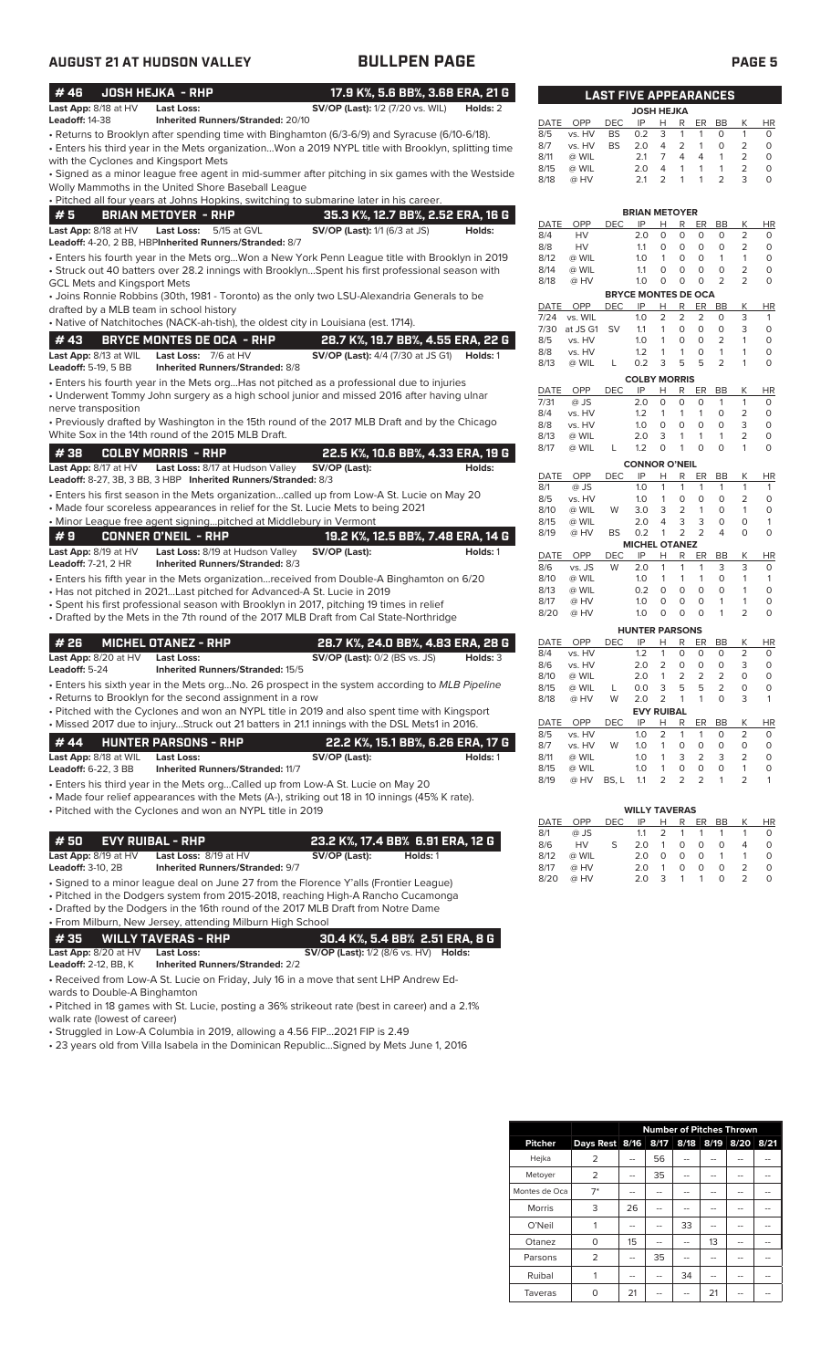## AUGUST 21 AT HUDSON VALLEY — BULLPEN PAGE

### # 46 JOSH HEJKA - RHP — 17.9 K%, 5.6 BB%, 3.68 ERA, 21 G

**Last App:** 8/18 at HV **Last Loss:** **SV/OP (Last):** 1/2 (7/20 vs. WIL) **Holds:** 2
**Leadoff:** 14-38 **Inherited Runners/Stranded:** 20/10

- Returns to Brooklyn after spending time with Binghamton (6/3-6/9) and Syracuse (6/10-6/18).
- Enters his third year in the Mets organization...Won a 2019 NYPL title with Brooklyn, splitting time with the Cyclones and Kingsport Mets
- Signed as a minor league free agent in mid-summer after pitching in six games with the Westside Wolly Mammoths in the United Shore Baseball League
- Pitched all four years at Johns Hopkins, switching to submarine later in his career.

### # 5 BRIAN METOYER - RHP — 35.3 K%, 12.7 BB%, 2.52 ERA, 16 G

**Last App:** 8/18 at HV **Last Loss:** 5/15 at GVL **SV/OP (Last):** 1/1 (6/3 at JS) **Holds:**
**Leadoff:** 4-20, 2 BB, HBP **Inherited Runners/Stranded:** 8/7

- Enters his fourth year in the Mets org...Won a New York Penn League title with Brooklyn in 2019
- Struck out 40 batters over 28.2 innings with Brooklyn...Spent his first professional season with GCL Mets and Kingsport Mets
- Joins Ronnie Robbins (30th, 1981 - Toronto) as the only two LSU-Alexandria Generals to be drafted by a MLB team in school history
- Native of Natchitoches (NACK-ah-tish), the oldest city in Louisiana (est. 1714).

### # 43 BRYCE MONTES DE OCA - RHP — 28.7 K%, 19.7 BB%, 4.55 ERA, 22 G

**Last App:** 8/13 at WIL **Last Loss:** 7/6 at HV **SV/OP (Last):** 4/4 (7/30 at JS G1) **Holds:** 1
**Leadoff:** 5-19, 5 BB **Inherited Runners/Stranded:** 8/8

- Enters his fourth year in the Mets org...Has not pitched as a professional due to injuries
- Underwent Tommy John surgery as a high school junior and missed 2016 after having ulnar nerve transposition
- Previously drafted by Washington in the 15th round of the 2017 MLB Draft and by the Chicago White Sox in the 14th round of the 2015 MLB Draft.

### # 38 COLBY MORRIS - RHP — 22.5 K%, 10.6 BB%, 4.33 ERA, 19 G

**Last App:** 8/17 at HV **Last Loss:** 8/17 at Hudson Valley **SV/OP (Last):** **Holds:**
**Leadoff:** 8-27, 3B, 3 BB, 3 HBP **Inherited Runners/Stranded:** 8/3

- Enters his first season in the Mets organization...called up from Low-A St. Lucie on May 20
- Made four scoreless appearances in relief for the St. Lucie Mets to being 2021
- Minor League free agent signing...pitched at Middlebury in Vermont

### # 9 CONNER O'NEIL - RHP — 19.2 K%, 12.5 BB%, 7.48 ERA, 14 G

**Last App:** 8/19 at HV **Last Loss:** 8/19 at Hudson Valley **SV/OP (Last):** **Holds:** 1
**Leadoff:** 7-21, 2 HR **Inherited Runners/Stranded:** 8/3

- Enters his fifth year in the Mets organization...received from Double-A Binghamton on 6/20
- Has not pitched in 2021...Last pitched for Advanced-A St. Lucie in 2019
- Spent his first professional season with Brooklyn in 2017, pitching 19 times in relief
- Drafted by the Mets in the 7th round of the 2017 MLB Draft from Cal State-Northridge

### # 26 MICHEL OTANEZ - RHP — 28.7 K%, 24.0 BB%, 4.83 ERA, 28 G

**Last App:** 8/20 at HV **Last Loss:** **SV/OP (Last):** 0/2 (BS vs. JS) **Holds:** 3
**Leadoff:** 5-24 **Inherited Runners/Stranded:** 15/5

- Enters his sixth year in the Mets org...No. 26 prospect in the system according to *MLB Pipeline*
- Returns to Brooklyn for the second assignment in a row
- Pitched with the Cyclones and won an NYPL title in 2019 and also spent time with Kingsport
- Missed 2017 due to injury...Struck out 21 batters in 21.1 innings with the DSL Mets1 in 2016.

### # 44 HUNTER PARSONS - RHP — 22.2 K%, 15.1 BB%, 6.26 ERA, 17 G

**Last App:** 8/18 at WIL **Last Loss:** **SV/OP (Last):** **Holds:** 1
**Leadoff:** 6-22, 3 BB **Inherited Runners/Stranded:** 11/7

- Enters his third year in the Mets org...Called up from Low-A St. Lucie on May 20
- Made four relief appearances with the Mets (A-), striking out 18 in 10 innings (45% K rate).
- Pitched with the Cyclones and won an NYPL title in 2019

### # 50 EVY RUIBAL - RHP — 23.2 K%, 17.4 BB% 6.91 ERA, 12 G

**Last App:** 8/19 at HV **Last Loss:** 8/19 at HV **SV/OP (Last):** **Holds:** 1
**Leadoff:** 3-10, 2B **Inherited Runners/Stranded:** 9/7

- Signed to a minor league deal on June 27 from the Florence Y'alls (Frontier League)
- Pitched in the Dodgers system from 2015-2018, reaching High-A Rancho Cucamonga
- Drafted by the Dodgers in the 16th round of the 2017 MLB Draft from Notre Dame
- From Milburn, New Jersey, attending Milburn High School

### # 35 WILLY TAVERAS - RHP — 30.4 K%, 5.4 BB% 2.51 ERA, 8 G

**Last App:** 8/20 at HV **Last Loss:** **SV/OP (Last):** 1/2 (8/6 vs. HV) **Holds:**
**Leadoff:** 2-12, BB, K **Inherited Runners/Stranded:** 2/2

- Received from Low-A St. Lucie on Friday, July 16 in a move that sent LHP Andrew Edwards to Double-A Binghamton
- Pitched in 18 games with St. Lucie, posting a 36% strikeout rate (best in career) and a 2.1% walk rate (lowest of career)
- Struggled in Low-A Columbia in 2019, allowing a 4.56 FIP...2021 FIP is 2.49
- 23 years old from Villa Isabela in the Dominican Republic...Signed by Mets June 1, 2016

## LAST FIVE APPEARANCES

**JOSH HEJKA**

| DATE | OPP | DEC | IP | H | R | ER | BB | K | HR |
|---|---|---|---|---|---|---|---|---|---|
| 8/5 | vs. HV | BS | 0.2 | 3 | 1 | 1 | 0 | 1 | 0 |
| 8/7 | vs. HV | BS | 2.0 | 4 | 2 | 1 | 0 | 2 | 0 |
| 8/11 | @ WIL | | 2.1 | 7 | 4 | 4 | 1 | 2 | 0 |
| 8/15 | @ WIL | | 2.0 | 4 | 1 | 1 | 1 | 2 | 0 |
| 8/18 | @ HV | | 2.1 | 2 | 1 | 1 | 2 | 3 | 0 |

**BRIAN METOYER**

| DATE | OPP | DEC | IP | H | R | ER | BB | K | HR |
|---|---|---|---|---|---|---|---|---|---|
| 8/4 | HV | | 2.0 | 0 | 0 | 0 | 0 | 2 | 0 |
| 8/8 | HV | | 1.1 | 0 | 0 | 0 | 0 | 2 | 0 |
| 8/12 | @ WIL | | 1.0 | 1 | 0 | 0 | 1 | 1 | 0 |
| 8/14 | @ WIL | | 1.1 | 0 | 0 | 0 | 0 | 2 | 0 |
| 8/18 | @ HV | | 1.0 | 0 | 0 | 0 | 2 | 2 | 0 |

**BRYCE MONTES DE OCA**

| DATE | OPP | DEC | IP | H | R | ER | BB | K | HR |
|---|---|---|---|---|---|---|---|---|---|
| 7/24 | vs. WIL | | 1.0 | 2 | 2 | 2 | 0 | 3 | 1 |
| 7/30 | at JS G1 | SV | 1.1 | 1 | 0 | 0 | 0 | 3 | 0 |
| 8/5 | vs. HV | | 1.0 | 1 | 0 | 0 | 2 | 1 | 0 |
| 8/8 | vs. HV | | 1.2 | 1 | 1 | 0 | 1 | 1 | 0 |
| 8/13 | @ WIL | L | 0.2 | 3 | 5 | 5 | 2 | 1 | 0 |

**COLBY MORRIS**

| DATE | OPP | DEC | IP | H | R | ER | BB | K | HR |
|---|---|---|---|---|---|---|---|---|---|
| 7/31 | @ JS | | 2.0 | 0 | 0 | 0 | 1 | 1 | 0 |
| 8/4 | vs. HV | | 1.2 | 1 | 1 | 1 | 0 | 2 | 0 |
| 8/8 | vs. HV | | 1.0 | 0 | 0 | 0 | 0 | 3 | 0 |
| 8/13 | @ WIL | | 2.0 | 3 | 1 | 1 | 1 | 2 | 0 |
| 8/17 | @ WIL | L | 1.2 | 0 | 1 | 0 | 0 | 1 | 0 |

**CONNOR O'NEIL**

| DATE | OPP | DEC | IP | H | R | ER | BB | K | HR |
|---|---|---|---|---|---|---|---|---|---|
| 8/1 | @ JS | | 1.0 | 1 | 1 | 1 | 1 | 1 | 1 |
| 8/5 | vs. HV | | 1.0 | 1 | 0 | 0 | 0 | 2 | 0 |
| 8/10 | @ WIL | W | 3.0 | 3 | 2 | 1 | 0 | 1 | 0 |
| 8/15 | @ WIL | | 2.0 | 4 | 3 | 3 | 0 | 0 | 1 |
| 8/19 | @ HV | BS | 0.2 | 1 | 2 | 2 | 4 | 0 | 0 |

**MICHEL OTANEZ**

| DATE | OPP | DEC | IP | H | R | ER | BB | K | HR |
|---|---|---|---|---|---|---|---|---|---|
| 8/6 | vs. JS | W | 2.0 | 1 | 1 | 1 | 3 | 3 | 0 |
| 8/10 | @ WIL | | 1.0 | 1 | 1 | 1 | 0 | 1 | 1 |
| 8/13 | @ WIL | | 0.2 | 0 | 0 | 0 | 0 | 1 | 0 |
| 8/17 | @ HV | | 1.0 | 0 | 0 | 0 | 1 | 1 | 0 |
| 8/20 | @ HV | | 1.0 | 0 | 0 | 0 | 1 | 2 | 0 |

**HUNTER PARSONS**

| DATE | OPP | DEC | IP | H | R | ER | BB | K | HR |
|---|---|---|---|---|---|---|---|---|---|
| 8/4 | vs. HV | | 1.2 | 1 | 0 | 0 | 0 | 2 | 0 |
| 8/6 | vs. HV | | 2.0 | 2 | 0 | 0 | 0 | 3 | 0 |
| 8/10 | @ WIL | | 2.0 | 1 | 2 | 2 | 2 | 0 | 0 |
| 8/15 | @ WIL | L | 0.0 | 3 | 5 | 5 | 2 | 0 | 0 |
| 8/18 | @ HV | W | 2.0 | 2 | 1 | 1 | 0 | 3 | 1 |

**EVY RUIBAL**

| DATE | OPP | DEC | IP | H | R | ER | BB | K | HR |
|---|---|---|---|---|---|---|---|---|---|
| 8/5 | vs. HV | | 1.0 | 2 | 1 | 1 | 0 | 2 | 0 |
| 8/7 | vs. HV | W | 1.0 | 1 | 0 | 0 | 0 | 0 | 0 |
| 8/11 | @ WIL | | 1.0 | 1 | 3 | 2 | 3 | 2 | 0 |
| 8/15 | @ WIL | | 1.0 | 1 | 0 | 0 | 0 | 1 | 0 |
| 8/19 | @ HV | BS, L | 1.1 | 2 | 2 | 2 | 1 | 2 | 1 |

**WILLY TAVERAS**

| DATE | OPP | DEC | IP | H | R | ER | BB | K | HR |
|---|---|---|---|---|---|---|---|---|---|
| 8/1 | @ JS | | 1.1 | 2 | 1 | 1 | 1 | 1 | 0 |
| 8/6 | HV | S | 2.0 | 1 | 0 | 0 | 0 | 4 | 0 |
| 8/12 | @ WIL | | 2.0 | 0 | 0 | 0 | 1 | 1 | 0 |
| 8/17 | @ HV | | 2.0 | 1 | 0 | 0 | 0 | 2 | 0 |
| 8/20 | @ HV | | 2.0 | 3 | 1 | 1 | 0 | 2 | 0 |

## Number of Pitches Thrown

| Pitcher | Days Rest | 8/16 | 8/17 | 8/18 | 8/19 | 8/20 | 8/21 |
|---|---|---|---|---|---|---|---|
| Hejka | 2 | -- | 56 | -- | -- | -- | -- |
| Metoyer | 2 | -- | 35 | -- | -- | -- | -- |
| Montes de Oca | 7* | -- | -- | -- | -- | -- | -- |
| Morris | 3 | 26 | -- | -- | -- | -- | -- |
| O'Neil | 1 | -- | -- | 33 | -- | -- | -- |
| Otanez | 0 | 15 | -- | -- | 13 | -- | -- |
| Parsons | 2 | -- | 35 | -- | -- | -- | -- |
| Ruibal | 1 | -- | -- | 34 | -- | -- | -- |
| Taveras | 0 | 21 | -- | -- | 21 | -- | -- |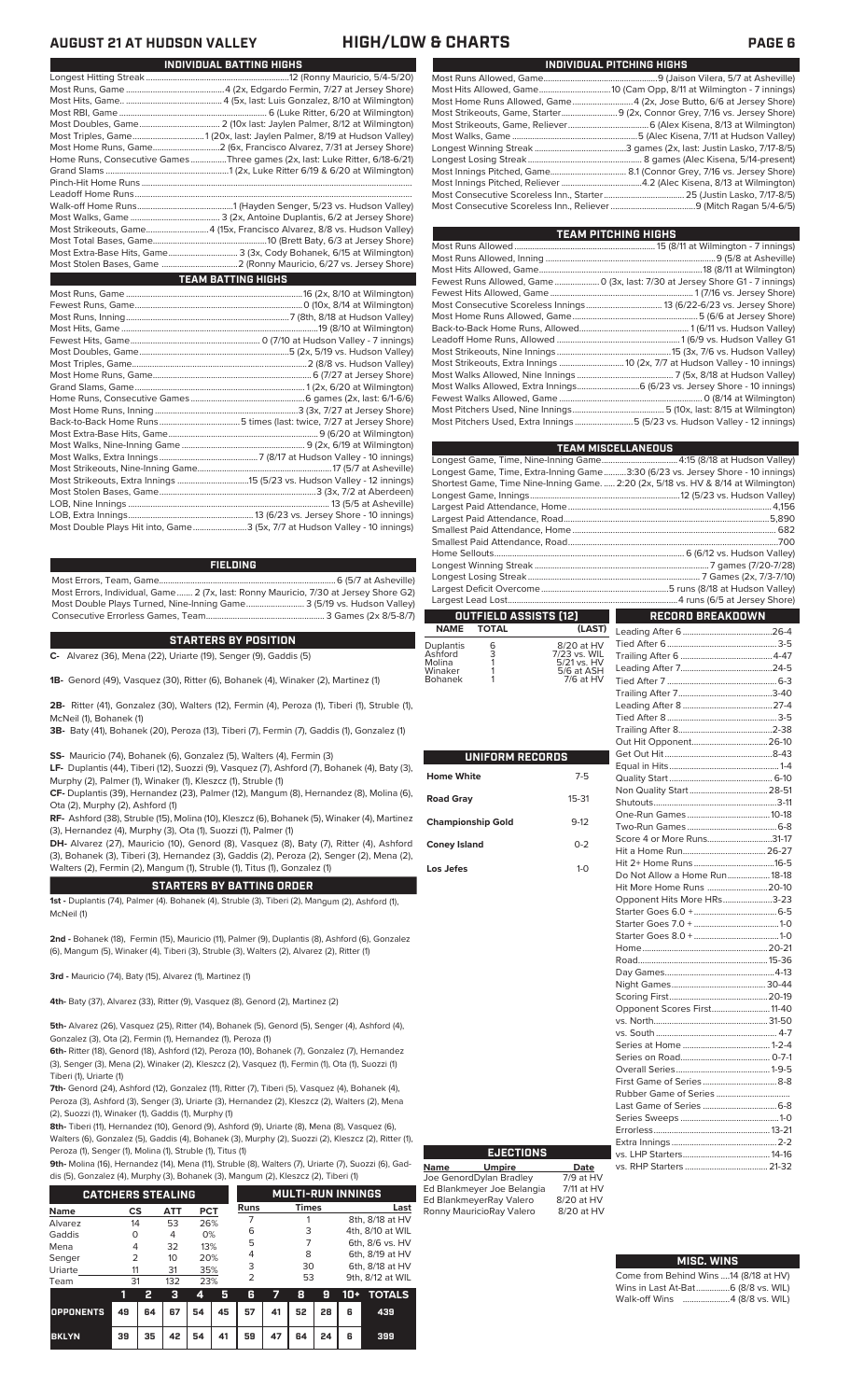# AUGUST 21 AT HUDSON VALLEY — HIGH/LOW & CHARTS

## INDIVIDUAL BATTING HIGHS

| | |
|---|---|
| Longest Hitting Streak | 12 (Ronny Mauricio, 5/4-5/20) |
| Most Runs, Game | 4 (2x, Edgardo Fermin, 7/27 at Jersey Shore) |
| Most Hits, Game | 4 (5x, last: Luis Gonzalez, 8/10 at Wilmington) |
| Most RBI, Game | 6 (Luke Ritter, 6/20 at Wilmington) |
| Most Doubles, Game | 2 (10x last: Jaylen Palmer, 8/12 at Wilmington) |
| Most Triples, Game | 1 (20x, last: Jaylen Palmer, 8/19 at Hudson Valley) |
| Most Home Runs, Game | 2 (6x, Francisco Alvarez, 7/31 at Jersey Shore) |
| Home Runs, Consecutive Games | Three games (2x, last: Luke Ritter, 6/18-6/21) |
| Grand Slams | 1 (2x, Luke Ritter 6/19 & 6/20 at Wilmington) |
| Pinch-Hit Home Runs | |
| Leadoff Home Runs | |
| Walk-off Home Runs | 1 (Hayden Senger, 5/23 vs. Hudson Valley) |
| Most Walks, Game | 3 (2x, Antoine Duplantis, 6/2 at Jersey Shore) |
| Most Strikeouts, Game | 4 (15x, Francisco Alvarez, 8/8 vs. Hudson Valley) |
| Most Total Bases, Game | 10 (Brett Baty, 6/3 at Jersey Shore) |
| Most Extra-Base Hits, Game | 3 (3x, Cody Bohanek, 6/15 at Wilmington) |
| Most Stolen Bases, Game | 2 (Ronny Mauricio, 6/27 vs. Jersey Shore) |

## TEAM BATTING HIGHS

| | |
|---|---|
| Most Runs, Game | 16 (2x, 8/10 at Wilmington) |
| Fewest Runs, Game | 0 (10x, 8/14 at Wilmington) |
| Most Runs, Inning | 7 (8th, 8/18 at Hudson Valley) |
| Most Hits, Game | 19 (8/10 at Wilmington) |
| Fewest Hits, Game | 0 (7/10 at Hudson Valley - 7 innings) |
| Most Doubles, Game | 5 (2x, 5/19 vs. Hudson Valley) |
| Most Triples, Game | 2 (8/19 vs. Hudson Valley) |
| Most Home Runs, Game | 6 (7/27 at Jersey Shore) |
| Grand Slams, Game | 1 (2x, 6/20 at Wilmington) |
| Home Runs, Consecutive Games | 6 games (2x, last: 6/1-6/6) |
| Most Home Runs, Inning | 3 (3x, 7/27 at Jersey Shore) |
| Back-to-Back Home Runs | 5 times (last: twice, 7/27 at Jersey Shore) |
| Most Extra-Base Hits, Game | 9 (6/20 at Wilmington) |
| Most Walks, Nine-Inning Game | 9 (2x, 6/19 at Wilmington) |
| Most Walks, Extra Innings | 7 (8/17 at Hudson Valley - 10 innings) |
| Most Strikeouts, Nine-Inning Game | 17 (5/7 at Asheville) |
| Most Strikeouts, Extra Innings | 15 (5/23 vs. Hudson Valley - 12 innings) |
| Most Stolen Bases, Game | 3 (3x, 7/2 at Aberdeen) |
| LOB, Nine Innings | 13 (5/5 at Asheville) |
| LOB, Extra Innings | 13 (6/23 vs. Jersey Shore - 10 innings) |
| Most Double Plays Hit into, Game | 3 (5x, 7/7 at Hudson Valley - 10 innings) |

## FIELDING

| | |
|---|---|
| Most Errors, Team, Game | 6 (5/7 at Asheville) |
| Most Errors, Individual, Game | 2 (7x, last: Ronny Mauricio, 7/30 at Jersey Shore G2) |
| Most Double Plays Turned, Nine-Inning Game | 3 (5/19 vs. Hudson Valley) |
| Consecutive Errorless Games, Team | 3 Games (2x 8/5-8/7) |

## STARTERS BY POSITION

**C-** Alvarez (36), Mena (22), Uriarte (19), Senger (9), Gaddis (5)

**1B-** Genord (49), Vasquez (30), Ritter (6), Bohanek (4), Winaker (2), Martinez (1)

**2B-** Ritter (41), Gonzalez (30), Walters (12), Fermin (4), Peroza (1), Tiberi (1), Struble (1), McNeil (1), Bohanek (1)

**3B-** Baty (41), Bohanek (20), Peroza (13), Tiberi (7), Fermin (7), Gaddis (1), Gonzalez (1)

**SS-** Mauricio (74), Bohanek (6), Gonzalez (5), Walters (4), Fermin (3)

**LF-** Duplantis (44), Tiberi (12), Suozzi (9), Vasquez (7), Ashford (7), Bohanek (4), Baty (3), Murphy (2), Palmer (1), Winaker (1), Kleszcz (1), Struble (1)

**CF-** Duplantis (39), Hernandez (23), Palmer (12), Mangum (8), Hernandez (8), Molina (6), Ota (2), Murphy (2), Ashford (1)

**RF-** Ashford (38), Struble (15), Molina (10), Kleszcz (6), Bohanek (5), Winaker (4), Martinez (3), Hernandez (4), Murphy (3), Ota (1), Suozzi (1), Palmer (1)

**DH-** Alvarez (27), Mauricio (10), Genord (8), Vasquez (8), Baty (7), Ritter (4), Ashford (3), Bohanek (3), Tiberi (3), Hernandez (3), Gaddis (2), Peroza (2), Senger (2), Mena (2), Walters (2), Fermin (2), Mangum (1), Struble (1), Titus (1), Gonzalez (1)

## STARTERS BY BATTING ORDER

**1st -** Duplantis (74), Palmer (4). Bohanek (4), Struble (3), Tiberi (2), Mangum (2), Ashford (1), McNeil (1)

**2nd -** Bohanek (18), Fermin (15), Mauricio (11), Palmer (9), Duplantis (8), Ashford (6), Gonzalez (6), Mangum (5), Winaker (4), Tiberi (4), Struble (3), Walters (2), Alvarez (2), Ritter (1)

**3rd -** Mauricio (74), Baty (15), Alvarez (1), Martinez (1)

**4th-** Baty (37), Alvarez (33), Ritter (9), Vasquez (8), Genord (2), Martinez (2)

**5th-** Alvarez (26), Vasquez (25), Ritter (14), Bohanek (5), Genord (5), Senger (4), Ashford (4), Gonzalez (3), Ota (2), Fermin (1), Hernandez (1), Peroza (1)

**6th-** Ritter (18), Genord (18), Ashford (12), Peroza (10), Bohanek (7), Gonzalez (7), Hernandez (3), Senger (3), Mena (2), Winaker (2), Kleszcz (2), Vasquez (1), Fermin (1), Ota (1), Suozzi (1) Tiberi (1), Uriarte (1)

**7th-** Genord (24), Ashford (12), Gonzalez (11), Ritter (7), Tiberi (5), Vasquez (4), Bohanek (4), Peroza (3), Ashford (3), Senger (3), Uriarte (3), Hernandez (2), Kleszcz (2), Walters (2), Mena (2), Suozzi (2), Winaker (1), Gaddis (1), Murphy (1)

**8th-** Tiberi (11), Hernandez (10), Genord (9), Ashford (9), Uriarte (8), Mena (8), Vasquez (6), Walters (6), Gonzalez (5), Gaddis (4), Bohanek (3), Murphy (2), Suozzi (2), Kleszcz (2), Ritter (1), Peroza (1), Senger (1), Molina (1), Struble (1), Titus (1)

**9th-** Molina (16), Hernandez (14), Mena (11), Struble (8), Walters (7), Uriarte (7), Suozzi (6), Gaddis (5), Gonzalez (4), Murphy (3), Bohanek (3), Mangum (2), Kleszcz (2), Tiberi (1)

## CATCHERS STEALING

| Name | CS | ATT | PCT |
|---|---|---|---|
| Alvarez | 14 | 53 | 26% |
| Gaddis | 0 | 4 | 0% |
| Mena | 4 | 32 | 13% |
| Senger | 2 | 10 | 20% |
| Uriarte | 11 | 31 | 35% |
| Team | 31 | 132 | 23% |

## MULTI-RUN INNINGS

| Runs | Times | Last |
|---|---|---|
| 7 | 1 | 8th, 8/18 at HV |
| 6 | 3 | 4th, 8/10 at WIL |
| 5 | 7 | 6th, 8/6 vs. HV |
| 4 | 8 | 6th, 8/19 at HV |
| 3 | 30 | 6th, 8/18 at HV |
| 2 | 53 | 9th, 8/12 at WIL |

| | 1 | 2 | 3 | 4 | 5 | 6 | 7 | 8 | 9 | 10+ | TOTALS |
|---|---|---|---|---|---|---|---|---|---|---|---|
| OPPONENTS | 49 | 64 | 67 | 54 | 45 | 57 | 41 | 52 | 28 | 6 | 439 |
| BKLYN | 39 | 35 | 42 | 54 | 41 | 59 | 47 | 64 | 24 | 6 | 399 |

## INDIVIDUAL PITCHING HIGHS

| | |
|---|---|
| Most Runs Allowed, Game | 9 (Jaison Vilera, 5/7 at Asheville) |
| Most Hits Allowed, Game | 10 (Cam Opp, 8/11 at Wilmington - 7 innings) |
| Most Home Runs Allowed, Game | 4 (2x, Jose Butto, 6/6 at Jersey Shore) |
| Most Strikeouts, Game, Starter | 9 (2x, Connor Grey, 7/16 vs. Jersey Shore) |
| Most Strikeouts, Game, Reliever | 6 (Alex Kisena, 8/13 at Wilmington) |
| Most Walks, Game | 5 (Alec Kisena, 7/11 at Hudson Valley) |
| Longest Winning Streak | 3 games (2x, last: Justin Lasko, 7/17-8/5) |
| Longest Losing Streak | 8 games (Alec Kisena, 5/14-present) |
| Most Innings Pitched, Game | 8.1 (Connor Grey, 7/16 vs. Jersey Shore) |
| Most Innings Pitched, Reliever | 4.2 (Alec Kisena, 8/13 at Wilmington) |
| Most Consecutive Scoreless Inn., Starter | 25 (Justin Lasko, 7/17-8/5) |
| Most Consecutive Scoreless Inn., Reliever | 9 (Mitch Ragan 5/4-6/5) |

## TEAM PITCHING HIGHS

| | |
|---|---|
| Most Runs Allowed | 15 (8/11 at Wilmington - 7 innings) |
| Most Runs Allowed, Inning | 9 (5/8 at Asheville) |
| Most Hits Allowed, Game | 18 (8/11 at Wilmington) |
| Fewest Runs Allowed, Game | 0 (3x, last: 7/30 at Jersey Shore G1 - 7 innings) |
| Fewest Hits Allowed, Game | 1 (7/16 vs. Jersey Shore) |
| Most Consecutive Scoreless Innings | 13 (6/22-6/23 vs. Jersey Shore) |
| Most Home Runs Allowed, Game | 5 (6/6 at Jersey Shore) |
| Back-to-Back Home Runs, Allowed | 1 (6/11 vs. Hudson Valley) |
| Leadoff Home Runs, Allowed | 1 (6/9 vs. Hudson Valley G1 |
| Most Strikeouts, Nine Innings | 15 (3x, 7/6 vs. Hudson Valley) |
| Most Strikeouts, Extra Innings | 10 (2x, 7/7 at Hudson Valley - 10 innings) |
| Most Walks Allowed, Nine Innings | 7 (5x, 8/18 at Hudson Valley) |
| Most Walks Allowed, Extra Innings | 6 (6/23 vs. Jersey Shore - 10 innings) |
| Fewest Walks Allowed, Game | 0 (8/14 at Wilmington) |
| Most Pitchers Used, Nine Innings | 5 (10x, last: 8/15 at Wilmington) |
| Most Pitchers Used, Extra Innings | 5 (5/23 vs. Hudson Valley - 12 innings) |

## TEAM MISCELLANEOUS

| | |
|---|---|
| Longest Game, Time, Nine-Inning Game | 4:15 (8/18 at Hudson Valley) |
| Longest Game, Time, Extra-Inning Game | 3:30 (6/23 vs. Jersey Shore - 10 innings) |
| Shortest Game, Time, Nine-Inning Game | 2:20 (2x, 5/18 vs. HV & 8/14 at Wilmington) |
| Longest Game, Innings | 12 (5/23 vs. Hudson Valley) |
| Largest Paid Attendance, Home | 4,156 |
| Largest Paid Attendance, Road | 5,890 |
| Smallest Paid Attendance, Home | 682 |
| Smallest Paid Attendance, Road | 700 |
| Home Sellouts | 6 (6/12 vs. Hudson Valley) |
| Longest Winning Streak | 7 games (7/20-7/28) |
| Longest Losing Streak | 7 Games (2x, 7/3-7/10) |
| Largest Deficit Overcome | 5 runs (8/18 at Hudson Valley) |
| Largest Lead Lost | 4 runs (6/5 at Jersey Shore) |

## OUTFIELD ASSISTS (12)

| NAME | TOTAL | (LAST) |
|---|---|---|
| Duplantis | 6 | 8/20 at HV |
| Ashford | 3 | 7/23 vs. WIL |
| Molina | 1 | 5/21 vs. HV |
| Winaker | 1 | 5/6 at ASH |
| Bohanek | 1 | 7/6 at HV |

## UNIFORM RECORDS

| | |
|---|---|
| Home White | 7-5 |
| Road Gray | 15-31 |
| Championship Gold | 9-12 |
| Coney Island | 0-2 |
| Los Jefes | 1-0 |

## RECORD BREAKDOWN

| | |
|---|---|
| Leading After 6 | 26-4 |
| Tied After 6 | 3-5 |
| Trailing After 6 | 4-47 |
| Leading After 7 | 24-5 |
| Tied After 7 | 6-3 |
| Trailing After 7 | 3-40 |
| Leading After 8 | 27-4 |
| Tied After 8 | 3-5 |
| Trailing After 8 | 2-38 |
| Out Hit Opponent | 26-10 |
| Get Out Hit | 8-43 |
| Equal in Hits | 1-4 |
| Quality Start | 6-10 |
| Non Quality Start | 28-51 |
| Shutouts | 3-11 |
| One-Run Games | 10-18 |
| Two-Run Games | 6-8 |
| Score 4 or More Runs | 31-17 |
| Hit a Home Run | 26-27 |
| Hit 2+ Home Runs | 16-5 |
| Do Not Allow a Home Run | 18-18 |
| Hit More Home Runs | 20-10 |
| Opponent Hits More HRs | 3-23 |
| Starter Goes 6.0 + | 6-5 |
| Starter Goes 7.0 + | 1-0 |
| Starter Goes 8.0 + | 1-0 |
| Home | 20-21 |
| Road | 15-36 |
| Day Games | 4-13 |
| Night Games | 30-44 |
| Scoring First | 20-19 |
| Opponent Scores First | 11-40 |
| vs. North | 31-50 |
| vs. South | 4-7 |
| Series at Home | 1-2-4 |
| Series on Road | 0-7-1 |
| Overall Series | 1-9-5 |
| First Game of Series | 8-8 |
| Rubber Game of Series | |
| Last Game of Series | 6-8 |
| Series Sweeps | 1-0 |
| Errorless | 13-21 |
| Extra Innings | 2-2 |
| vs. LHP Starters | 14-16 |
| vs. RHP Starters | 21-32 |

## EJECTIONS

| Name | Umpire | Date |
|---|---|---|
| Joe Genord | Dylan Bradley | 7/9 at HV |
| Ed Blankmeyer | Joe Belangia | 7/11 at HV |
| Ed Blankmeyer | Ray Valero | 8/20 at HV |
| Ronny Mauricio | Ray Valero | 8/20 at HV |

## MISC. WINS

| | |
|---|---|
| Come from Behind Wins | 14 (8/18 at HV) |
| Wins in Last At-Bat | 6 (8/8 vs. WIL) |
| Walk-off Wins | 4 (8/8 vs. WIL) |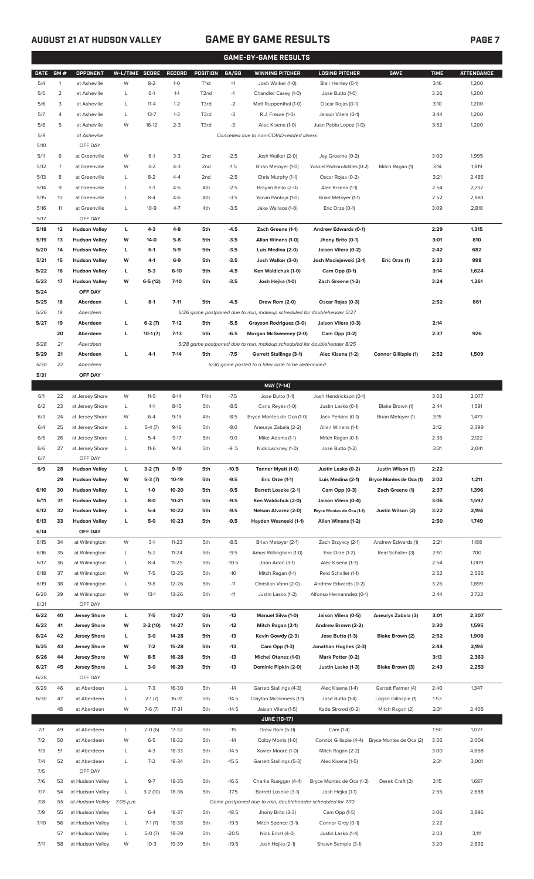## GAME BY GAME RESULTS

**AUGUST 21 AT HUDSON VALLEY**

| DATE | GM # | OPPONENT | W-L/TIME | SCORE | RECORD | POSITION | GA/GB | WINNING PITCHER | LOSING PITCHER | SAVE | TIME | ATTENDANCE |
|---|---|---|---|---|---|---|---|---|---|---|---|---|
| 5/4 | 1 | at Asheville | W | 8-2 | 1-0 | T1st | +1 | Josh Walker (1-0) | Blair Henley (0-1) | | 3:16 | 1,200 |
| 5/5 | 2 | at Asheville | L | 6-1 | 1-1 | T2nd | -1 | Chandler Casey (1-0) | Jose Butto (1-0) | | 3:26 | 1,200 |
| 5/6 | 3 | at Asheville | L | 11-4 | 1-2 | T3rd | -2 | Matt Ruppenthal (1-0) | Oscar Rojas (0-1) | | 3:10 | 1,200 |
| 5/7 | 4 | at Asheville | L | 13-7 | 1-3 | T3rd | -3 | R.J. Freure (1-0) | Jaison Vilera (0-1) | | 3:44 | 1,200 |
| 5/8 | 5 | at Asheville | W | 16-12 | 2-3 | T3rd | -3 | Alec Kisena (1-0) | Juan Pablo Lopez (1-0) | | 3:52 | 1,200 |
| 5/9 | | at Asheville | | | | | | Cancelled due to non-COVID-related illness | | | | |
| 5/10 | | OFF DAY | | | | | | | | | | |
| 5/11 | 6 | at Greenville | W | 6-1 | 3-3 | 2nd | -2.5 | Josh Walker (2-0) | Jay Groome (0-2) | | 3:00 | 1,995 |
| 5/12 | 7 | at Greenville | W | 3-2 | 4-3 | 2nd | -1.5 | Brian Metoyer (1-0) | Yusniel Padron-Artilles (0-2) | Mitch Ragan (1) | 3:14 | 1,819 |
| 5/13 | 8 | at Greenville | L | 8-2 | 4-4 | 2nd | -2.5 | Chris Murphy (1-1) | Oscar Rojas (0-2) | | 3:21 | 2,485 |
| 5/14 | 9 | at Greenville | L | 5-1 | 4-5 | 4th | -2.5 | Brayan Bello (2-0) | Alec Kisena (1-1) | | 2:54 | 2,732 |
| 5/15 | 10 | at Greenville | L | 8-4 | 4-6 | 4th | -3.5 | Yorvin Pantoja (1-0) | Brian Metoyer (1-1) | | 2:52 | 2,883 |
| 5/16 | 11 | at Greenville | L | 10-9 | 4-7 | 4th | -3.5 | Jake Wallace (1-0) | Eric Orze (0-1) | | 3:09 | 2,818 |
| 5/17 | | OFF DAY | | | | | | | | | | |
| **5/18** | **12** | **Hudson Valley** | **L** | **4-3** | **4-8** | **5th** | **-4.5** | **Zach Greene (1-1)** | **Andrew Edwards (0-1)** | | **2:29** | **1,315** |
| **5/19** | **13** | **Hudson Valley** | **W** | **14-0** | **5-8** | **5th** | **-3.5** | **Allan Winans (1-0)** | **Jhony Brito (0-1)** | | **3:01** | **810** |
| **5/20** | **14** | **Hudson Valley** | **L** | **6-1** | **5-9** | **5th** | **-3.5** | **Luis Medina (2-0)** | **Jaison Vilera (0-2)** | | **2:42** | **682** |
| **5/21** | **15** | **Hudson Valley** | **W** | **4-1** | **6-9** | **5th** | **-3.5** | **Josh Walker (3-0)** | **Josh Maciejewski (2-1)** | **Eric Orze (1)** | **2:33** | **998** |
| **5/22** | **16** | **Hudson Valley** | **L** | **5-3** | **6-10** | **5th** | **-4.5** | **Ken Waldichuk (1-0)** | **Cam Opp (0-1)** | | **3:14** | **1,624** |
| **5/23** | **17** | **Hudson Valley** | **W** | **6-5 (12)** | **7-10** | **5th** | **-3.5** | **Josh Hejka (1-0)** | **Zach Greene (1-2)** | | **3:24** | **1,261** |
| **5/24** | | **OFF DAY** | | | | | | | | | | |
| **5/25** | **18** | **Aberdeen** | **L** | **8-1** | **7-11** | **5th** | **-4.5** | **Drew Rom (2-0)** | **Oscar Rojas (0-3)** | | **2:52** | **861** |
| *5/26* | *19* | *Aberdeen* | | | | | | *5/26 game postponed due to rain, makeup scheduled for doubleheader 5/27* | | | | |
| **5/27** | **19** | **Aberdeen** | **L** | **6-2 (7)** | **7-12** | **5th** | **-5.5** | **Grayson Rodriguez (3-0)** | **Jaison Vilera (0-3)** | | **2:14** | |
| | **20** | **Aberdeen** | **L** | **10-1 (7)** | **7-13** | **5th** | **-6.5** | **Morgan McSweeney (2-0)** | **Cam Opp (0-2)** | | **2:37** | **926** |
| *5/28* | *21* | *Aberdeen* | | | | | | *5/28 game postponed due to rain, makeup scheduled for doubleheader 8/25* | | | | |
| **5/29** | **21** | **Aberdeen** | **L** | **4-1** | **7-14** | **5th** | **-7.5** | **Garrett Stallings (3-1)** | **Alec Kisena (1-2)** | **Connor Gillispie (1)** | **2:52** | **1,509** |
| *5/30* | *22* | *Aberdeen* | | | | | | *5/30 game posted to a later date to be determined* | | | | |
| **5/31** | | **OFF DAY** | | | | | | | | | | |
| | | | | | | | | **MAY [7-14]** | | | | |
| 6/1 | 22 | at Jersey Shore | W | 11-5 | 8-14 | T4th | -7.5 | Jose Butto (1-1) | Josh Hendrickson (0-1) | | 3:03 | 2,077 |
| 6/2 | 23 | at Jersey Shore | L | 4-1 | 8-15 | 5th | -8.5 | Carlo Reyes (1-0) | Justin Lasko (0-1) | Blake Brown (1) | 2:44 | 1,591 |
| 6/3 | 24 | at Jersey Shore | W | 6-4 | 9-15 | 4th | -8.5 | Bryce Montes de Oca (1-0) | Jack Perkins (0-1) | Brian Metoyer (1) | 3:15 | 1,473 |
| 6/4 | 25 | at Jersey Shore | L | 5-4 (7) | 9-16 | 5th | -9.0 | Aneurys Zabala (2-2) | Allan Winans (1-1) | | 2:12 | 2,399 |
| 6/5 | 26 | at Jersey Shore | L | 5-4 | 9-17 | 5th | -9.0 | Mike Adams (1-1) | Mitch Ragan (0-1) | | 2:36 | 2,122 |
| 6/6 | 27 | at Jersey Shore | L | 11-6 | 9-18 | 5th | -9..5 | Nick Lackney (1-0) | Jose Butto (1-2) | | 3:31 | 2,041 |
| 6/7 | | OFF DAY | | | | | | | | | | |
| **6/9** | **28** | **Hudson Valley** | **L** | **3-2 (7)** | **9-19** | **5th** | **-10.5** | **Tanner Myatt (1-0)** | **Justin Lasko (0-2)** | **Justin Wilson (1)** | **2:22** | |
| | **29** | **Hudson Valley** | **W** | **5-3 (7)** | **10-19** | **5th** | **-9.5** | **Eric Orze (1-1)** | **Luis Medina (2-1)** | **Bryce Montes de Oca (1)** | **2:02** | **1,211** |
| **6/10** | **30** | **Hudson Valley** | **L** | **1-0** | **10-20** | **5th** | **-9.5** | **Barrett Loseke (2-1)** | **Cam Opp (0-3)** | **Zach Greene (1)** | **2:37** | **1,396** |
| **6/11** | **31** | **Hudson Valley** | **L** | **8-0** | **10-21** | **5th** | **-9.5** | **Ken Waldichuk (2-0)** | **Jaison Vilera (0-4)** | | **3:06** | **1,597** |
| **6/12** | **32** | **Hudson Valley** | **L** | **5-4** | **10-22** | **5th** | **-9.5** | **Nelson Alvarez (2-0)** | **Bryce Montes de Oca (1-1)** | **Justin Wilson (2)** | **3:22** | **2,194** |
| **6/13** | **33** | **Hudson Valley** | **L** | **5-0** | **10-23** | **5th** | **-9.5** | **Hayden Wesneski (1-1)** | **Allan Winans (1-2)** | | **2:50** | **1,749** |
| **6/14** | | **OFF DAY** | | | | | | | | | | |
| 6/15 | 34 | at Wilmington | W | 3-1 | 11-23 | 5th | -8.5 | Brian Metoyer (2-1) | Zach Brzykcy (2-1) | Andrew Edwards (1) | 2:21 | 1,188 |
| 6/16 | 35 | at Wilmington | L | 5-2 | 11-24 | 5th | -9.5 | Amos Willingham (1-0) | Eric Orze (1-2) | Reid Schaller (3) | 2:51 | 700 |
| 6/17 | 36 | at Wilmington | L | 8-4 | 11-25 | 5th | -10.5 | Joan Adon (3-1) | Alec Kisena (1-3) | | 2:54 | 1,009 |
| 6/18 | 37 | at Wilmington | W | 7-5 | 12-25 | 5th | -10 | Mitch Ragan (1-1) | Reid Schaller (1-1) | | 2:52 | 2,565 |
| 6/19 | 38 | at Wilmington | L | 9-8 | 12-26 | 5th | -11 | Christian Vann (2-0) | Andrew Edwards (0-2) | | 3:26 | 1,899 |
| 6/20 | 39 | at Wilmington | W | 13-1 | 13-26 | 5th | -11 | Justin Lasko (1-2) | Alfonso Hernanndez (0-1) | | 2:44 | 2,722 |
| 6/21 | | OFF DAY | | | | | | | | | | |
| **6/22** | **40** | **Jersey Shore** | **L** | **7-5** | **13-27** | **5th** | **-12** | **Manuel Silva (1-0)** | **Jaison Vilera (0-5)** | **Aneurys Zabala (3)** | **3:01** | **2,307** |
| **6/23** | **41** | **Jersey Shore** | **W** | **3-2 (10)** | **14-27** | **5th** | **-12** | **Mitch Ragan (2-1)** | **Andrew Brown (2-2)** | | **3:30** | **1,595** |
| **6/24** | **42** | **Jersey Shore** | **L** | **3-0** | **14-28** | **5th** | **-13** | **Kevin Gowdy (2-3)** | **Jose Butto (1-3)** | **Blake Brown (2)** | **2:52** | **1,906** |
| **6/25** | **43** | **Jersey Shore** | **W** | **7-2** | **15-28** | **5th** | **-13** | **Cam Opp (1-3)** | **Jonathan Hughes (2-3)** | | **2:44** | **2,194** |
| **6/26** | **44** | **Jersey Shore** | **W** | **8-5** | **16-28** | **5th** | **-13** | **Michel Otanez (1-0)** | **Mark Potter (0-2)** | | **3:13** | **2,363** |
| **6/27** | **45** | **Jersey Shore** | **L** | **3-0** | **16-29** | **5th** | **-13** | **Dominic Pipkin (2-0)** | **Justin Lasko (1-3)** | **Blake Brown (3)** | **2:43** | **2,253** |
| 6/28 | | OFF DAY | | | | | | | | | | |
| 6/29 | 46 | at Aberdeen | L | 7-3 | 16-30 | 5th | -14 | Garrett Stallings (4-3) | Alec Kisena (1-4) | Garrett Farmer (4) | 2:40 | 1,347 |
| 6/30 | 47 | at Aberdeen | L | 2-1 (7) | 16-31 | 5th | -14.5 | Clayton McGinness (1-1) | Jose Butto (1-4) | Logan Gillaspie (1) | 1:53 | |
| | 48 | at Aberdeen | W | 7-6 (7) | 17-31 | 5th | -14.5 | Jaison Vilera (1-5) | Kade Strowd (0-2) | Mitch Ragan (2) | 2:31 | 2,405 |
| | | | | | | | | **JUNE [10-17]** | | | | |
| 7/1 | 49 | at Aberdeen | L | 2-0 (6) | 17-32 | 5th | -15 | Drew Rom (5-0) | Cam (1-4) | | 1:50 | 1,077 |
| 7/2 | 50 | at Aberdeen | W | 6-5 | 18-32 | 5th | -14 | Colby Morris (1-0) | Connor Gillispie (4-4) | Bryce Montes de Oca (2) | 3:56 | 2,004 |
| 7/3 | 51 | at Aberdeen | L | 4-3 | 18-33 | 5th | -14.5 | Xavier Moore (1-0) | Mitch Ragan (2-2) | | 3:00 | 4,668 |
| 7/4 | 52 | at Aberdeen | L | 7-2 | 18-34 | 5th | -15.5 | Garrett Stallings (5-3) | Alec Kisena (1-5) | | 2:31 | 3,001 |
| 7/5 | | OFF DAY | | | | | | | | | | |
| 7/6 | 53 | at Hudson Valley | L | 9-7 | 18-35 | 5th | -16.5 | Charlie Ruegger (4-4) | Bryce Montes de Oca (1-2) | Derek Craft (2) | 3:15 | 1,687 |
| 7/7 | 54 | at Hudson Valley | L | 3-2 (10) | 18-36 | 5th | -17.5 | Barrett Loseke (3-1) | Josh Hejka (1-1) | | 2:55 | 2,688 |
| *7/8* | *55* | *at Hudson Valley* | *7:05 p.m.* | | | | | *Game postponed due to rain, doubleheader scheduled for 7/10* | | | | |
| 7/9 | 55 | at Hudson Valley | L | 6-4 | 18-37 | 5th | -18.5 | Jhony Brito (3-3) | Cam Opp (1-5) | | 3:06 | 3,896 |
| 7/10 | 56 | at Hudson Valley | L | 7-1 (7) | 18-38 | 5th | -19.5 | Mitch Spence (3-1) | Connor Grey (0-1) | | 2:22 | |
| | 57 | at Hudson Valley | L | 5-0 (7) | 18-39 | 5th | -20.5 | Nick Ernst (4-0) | Justin Lasko (1-4) | | 2:03 | 3,111 |
| 7/11 | 58 | at Hudson Valley | W | 10-3 | 19-39 | 5th | -19.5 | Josh Hejka (2-1) | Shawn Semple (3-1) | | 3:20 | 2,892 |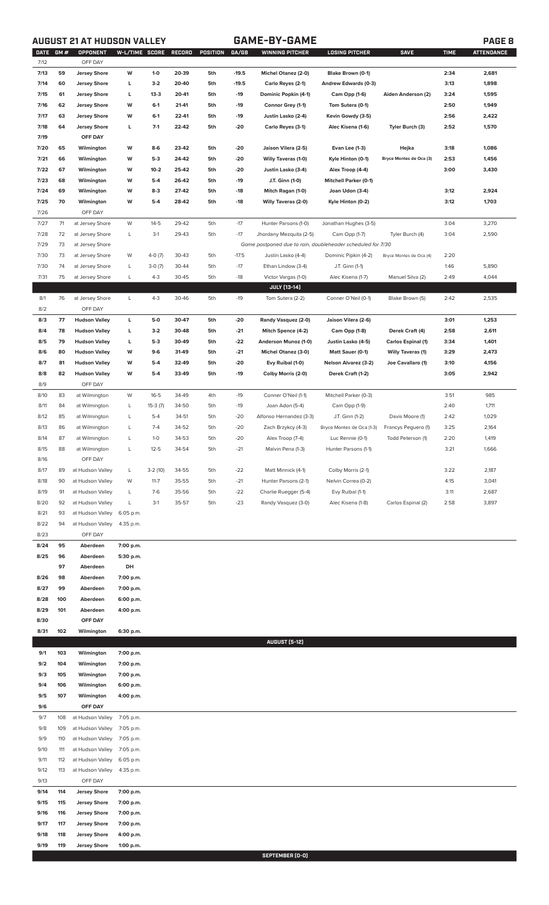## AUGUST 21 AT HUDSON VALLEY — GAME-BY-GAME

| DATE | GM # | OPPONENT | W-L/TIME | SCORE | RECORD | POSITION | GA/GB | WINNING PITCHER | LOSING PITCHER | SAVE | TIME | ATTENDANCE |
|---|---|---|---|---|---|---|---|---|---|---|---|---|
| 7/12 | | OFF DAY | | | | | | | | | | |
| 7/13 | 59 | Jersey Shore | W | 1-0 | 20-39 | 5th | -19.5 | Michel Otanez (2-0) | Blake Brown (0-1) | | 2:34 | 2,681 |
| 7/14 | 60 | Jersey Shore | L | 3-2 | 20-40 | 5th | -19.5 | Carlo Reyes (2-1) | Andrew Edwards (0-3) | | 3:13 | 1,898 |
| 7/15 | 61 | Jersey Shore | L | 13-3 | 20-41 | 5th | -19 | Dominic Popkin (4-1) | Cam Opp (1-6) | Aiden Anderson (2) | 3:24 | 1,595 |
| 7/16 | 62 | Jersey Shore | W | 6-1 | 21-41 | 5th | -19 | Connor Grey (1-1) | Tom Sutera (0-1) | | 2:50 | 1,949 |
| 7/17 | 63 | Jersey Shore | W | 6-1 | 22-41 | 5th | -19 | Justin Lasko (2-4) | Kevin Gowdy (3-5) | | 2:56 | 2,422 |
| 7/18 | 64 | Jersey Shore | L | 7-1 | 22-42 | 5th | -20 | Carlo Reyes (3-1) | Alec Kisena (1-6) | Tyler Burch (3) | 2:52 | 1,570 |
| 7/19 | | OFF DAY | | | | | | | | | | |
| 7/20 | 65 | Wilmington | W | 8-6 | 23-42 | 5th | -20 | Jaison Vilera (2-5) | Evan Lee (1-3) | Hejka | 3:18 | 1,086 |
| 7/21 | 66 | Wilmington | W | 5-3 | 24-42 | 5th | -20 | Willy Taveras (1-0) | Kyle Hinton (0-1) | Bryce Montes de Oca (3) | 2:53 | 1,456 |
| 7/22 | 67 | Wilmington | W | 10-2 | 25-42 | 5th | -20 | Justin Lasko (3-4) | Alex Troop (4-4) | | 3:00 | 3,430 |
| 7/23 | 68 | Wilmington | W | 5-4 | 26-42 | 5th | -19 | J.T. Ginn (1-0) | Mitchell Parker (0-1) | | | |
| 7/24 | 69 | Wilmington | W | 8-3 | 27-42 | 5th | -18 | Mitch Ragan (1-0) | Joan Udon (3-4) | | 3:12 | 2,924 |
| 7/25 | 70 | Wilmington | W | 5-4 | 28-42 | 5th | -18 | Willy Taveras (2-0) | Kyle Hinton (0-2) | | 3:12 | 1,703 |
| 7/26 | | OFF DAY | | | | | | | | | | |
| 7/27 | 71 | at Jersey Shore | W | 14-5 | 29-42 | 5th | -17 | Hunter Parsons (1-0) | Jonathan Hughes (3-5) | | 3:04 | 3,270 |
| 7/28 | 72 | at Jersey Shore | L | 3-1 | 29-43 | 5th | -17 | Jhordany Mezquita (2-5) | Cam Opp (1-7) | Tyler Burch (4) | 3:04 | 2,590 |
| 7/29 | 73 | at Jersey Shore | | | | | | Game postponed due to rain, doubleheader scheduled for 7/30 | | | | |
| 7/30 | 73 | at Jersey Shore | W | 4-0 (7) | 30-43 | 5th | -17.5 | Justin Lasko (4-4) | Dominic Pipkin (4-2) | Bryce Montes de Oca (4) | 2:20 | |
| 7/30 | 74 | at Jersey Shore | L | 3-0 (7) | 30-44 | 5th | -17 | Ethan Lindow (3-4) | J.T. Ginn (1-1) | | 1:46 | 5,890 |
| 7/31 | 75 | at Jersey Shore | L | 4-3 | 30-45 | 5th | -18 | Victor Vargas (1-0) | Alec Kisena (1-7) | Manuel Silva (2) | 2:49 | 4,044 |
| | | | | | | | | JULY [13-14] | | | | |
| 8/1 | 76 | at Jersey Shore | L | 4-3 | 30-46 | 5th | -19 | Tom Sutera (2-2) | Conner O'Neil (0-1) | Blake Brown (5) | 2:42 | 2,535 |
| 8/2 | | OFF DAY | | | | | | | | | | |
| 8/3 | 77 | Hudson Valley | L | 5-0 | 30-47 | 5th | -20 | Randy Vasquez (2-0) | Jaison Vilera (2-6) | | 3:01 | 1,253 |
| 8/4 | 78 | Hudson Valley | L | 3-2 | 30-48 | 5th | -21 | Mitch Spence (4-2) | Cam Opp (1-8) | Derek Craft (4) | 2:58 | 2,611 |
| 8/5 | 79 | Hudson Valley | L | 5-3 | 30-49 | 5th | -22 | Anderson Munoz (1-0) | Justin Lasko (4-5) | Carlos Espinal (1) | 3:34 | 1,401 |
| 8/6 | 80 | Hudson Valley | W | 9-6 | 31-49 | 5th | -21 | Michel Otanez (3-0) | Matt Sauer (0-1) | Willy Taveras (1) | 3:29 | 2,473 |
| 8/7 | 81 | Hudson Valley | W | 5-4 | 32-49 | 5th | -20 | Evy Ruibal (1-0) | Nelson Alvarez (3-2) | Joe Cavallaro (1) | 3:10 | 4,156 |
| 8/8 | 82 | Hudson Valley | W | 5-4 | 33-49 | 5th | -19 | Colby Morris (2-0) | Derek Craft (1-2) | | 3:05 | 2,942 |
| 8/9 | | OFF DAY | | | | | | | | | | |
| 8/10 | 83 | at Wilmington | W | 16-5 | 34-49 | 4th | -19 | Conner O'Neil (1-1) | Mitchell Parker (0-3) | | 3:51 | 985 |
| 8/11 | 84 | at Wilmington | L | 15-3 (7) | 34-50 | 5th | -19 | Joan Adon (5-4) | Cam Opp (1-9) | | 2:40 | 1,711 |
| 8/12 | 85 | at Wilmington | L | 5-4 | 34-51 | 5th | -20 | Alfonso Hernandez (3-3) | J.T. Ginn (1-2) | Davis Moore (1) | 2:42 | 1,029 |
| 8/13 | 86 | at Wilmington | L | 7-4 | 34-52 | 5th | -20 | Zach Brzykcy (4-3) | Bryce Montes de Oca (1-3) | Francys Peguero (1) | 3:25 | 2,164 |
| 8/14 | 87 | at Wilmington | L | 1-0 | 34-53 | 5th | -20 | Alex Troop (7-4) | Luc Rennie (0-1) | Todd Peterson (1) | 2:20 | 1,419 |
| 8/15 | 88 | at Wilmington | L | 12-5 | 34-54 | 5th | -21 | Malvin Pena (1-3) | Hunter Parsons (1-1) | | 3:21 | 1,666 |
| 8/16 | | OFF DAY | | | | | | | | | | |
| 8/17 | 89 | at Hudson Valley | L | 3-2 (10) | 34-55 | 5th | -22 | Matt Minnick (4-1) | Colby Morris (2-1) | | 3:22 | 2,187 |
| 8/18 | 90 | at Hudson Valley | W | 11-7 | 35-55 | 5th | -21 | Hunter Parsons (2-1) | Nelvin Correa (0-2) | | 4:15 | 3,041 |
| 8/19 | 91 | at Hudson Valley | L | 7-6 | 35-56 | 5th | -22 | Charlie Ruegger (5-4) | Evy Ruibal (1-1) | | 3:11 | 2,687 |
| 8/20 | 92 | at Hudson Valley | L | 3-1 | 35-57 | 5th | -23 | Randy Vasquez (3-0) | Alec Kisena (1-8) | Carlos Espinal (2) | 2:58 | 3,897 |
| 8/21 | 93 | at Hudson Valley | 6:05 p.m. | | | | | | | | | |
| 8/22 | 94 | at Hudson Valley | 4:35 p.m. | | | | | | | | | |
| 8/23 | | OFF DAY | | | | | | | | | | |
| 8/24 | 95 | Aberdeen | 7:00 p.m. | | | | | | | | | |
| 8/25 | 96 | Aberdeen | 5:30 p.m. | | | | | | | | | |
| | 97 | Aberdeen | DH | | | | | | | | | |
| 8/26 | 98 | Aberdeen | 7:00 p.m. | | | | | | | | | |
| 8/27 | 99 | Aberdeen | 7:00 p.m. | | | | | | | | | |
| 8/28 | 100 | Aberdeen | 6:00 p.m. | | | | | | | | | |
| 8/29 | 101 | Aberdeen | 4:00 p.m. | | | | | | | | | |
| 8/30 | | OFF DAY | | | | | | | | | | |
| 8/31 | 102 | Wilmington | 6:30 p.m. | | | | | | | | | |
| | | | | | | | | AUGUST [5-12] | | | | |
| 9/1 | 103 | Wilmington | 7:00 p.m. | | | | | | | | | |
| 9/2 | 104 | Wilmington | 7:00 p.m. | | | | | | | | | |
| 9/3 | 105 | Wilmington | 7:00 p.m. | | | | | | | | | |
| 9/4 | 106 | Wilmington | 6:00 p.m. | | | | | | | | | |
| 9/5 | 107 | Wilmington | 4:00 p.m. | | | | | | | | | |
| 9/6 | | OFF DAY | | | | | | | | | | |
| 9/7 | 108 | at Hudson Valley | 7:05 p.m. | | | | | | | | | |
| 9/8 | 109 | at Hudson Valley | 7:05 p.m. | | | | | | | | | |
| 9/9 | 110 | at Hudson Valley | 7:05 p.m. | | | | | | | | | |
| 9/10 | 111 | at Hudson Valley | 7:05 p.m. | | | | | | | | | |
| 9/11 | 112 | at Hudson Valley | 6:05 p.m. | | | | | | | | | |
| 9/12 | 113 | at Hudson Valley | 4:35 p.m. | | | | | | | | | |
| 9/13 | | OFF DAY | | | | | | | | | | |
| 9/14 | 114 | Jersey Shore | 7:00 p.m. | | | | | | | | | |
| 9/15 | 115 | Jersey Shore | 7:00 p.m. | | | | | | | | | |
| 9/16 | 116 | Jersey Shore | 7:00 p.m. | | | | | | | | | |
| 9/17 | 117 | Jersey Shore | 7:00 p.m. | | | | | | | | | |
| 9/18 | 118 | Jersey Shore | 4:00 p.m. | | | | | | | | | |
| 9/19 | 119 | Jersey Shore | 1:00 p.m. | | | | | | | | | |
| | | | | | | | | SEPTEMBER [0-0] | | | | |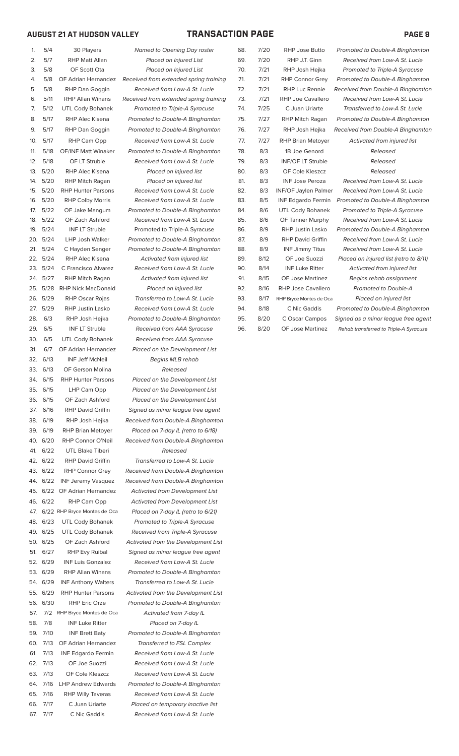## TRANSACTION PAGE

| | | | |
|---|---|---|---|
| 1. | 5/4 | 30 Players | *Named to Opening Day roster* |
| 2. | 5/7 | RHP Matt Allan | *Placed on Injured List* |
| 3. | 5/8 | OF Scott Ota | *Placed on Injured List* |
| 4. | 5/8 | OF Adrian Hernandez | *Received from extended spring training* |
| 5. | 5/8 | RHP Dan Goggin | *Received from Low-A St. Lucie* |
| 6. | 5/11 | RHP Allan Winans | *Received from extended spring training* |
| 7. | 5/12 | UTL Cody Bohanek | *Promoted to Triple-A Syracuse* |
| 8. | 5/17 | RHP Alec Kisena | *Promoted to Double-A Binghamton* |
| 9. | 5/17 | RHP Dan Goggin | *Promoted to Double-A Binghamton* |
| 10. | 5/17 | RHP Cam Opp | *Received from Low-A St. Lucie* |
| 11. | 5/18 | OF/INF Matt Winaker | *Promoted to Double-A Binghamton* |
| 12. | 5/18 | OF LT Struble | *Received from Low-A St. Lucie* |
| 13. | 5/20 | RHP Alec Kisena | *Placed on injured list* |
| 14. | 5/20 | RHP Mitch Ragan | *Placed on injured list* |
| 15. | 5/20 | RHP Hunter Parsons | *Received from Low-A St. Lucie* |
| 16. | 5/20 | RHP Colby Morris | *Received from Low-A St. Lucie* |
| 17. | 5/22 | OF Jake Mangum | *Promoted to Double-A Binghamton* |
| 18. | 5/22 | OF Zach Ashford | *Received from Low-A St. Lucie* |
| 19. | 5/24 | INF LT Struble | Promoted to Triple-A Syracuse |
| 20. | 5/24 | LHP Josh Walker | *Promoted to Double-A Binghamton* |
| 21. | 5/24 | C Hayden Senger | *Promoted to Double-A Binghamton* |
| 22. | 5/24 | RHP Alec Kisena | *Activated from injured list* |
| 23. | 5/24 | C Francisco Alvarez | *Received from Low-A St. Lucie* |
| 24. | 5/27 | RHP Mitch Ragan | *Activated from injured list* |
| 25. | 5/28 | RHP Nick MacDonald | *Placed on injured list* |
| 26. | 5/29 | RHP Oscar Rojas | *Transferred to Low-A St. Lucie* |
| 27. | 5/29 | RHP Justin Lasko | *Received from Low-A St. Lucie* |
| 28. | 6/3 | RHP Josh Hejka | *Promoted to Double-A Binghamton* |
| 29. | 6/5 | INF LT Struble | *Received from AAA Syracuse* |
| 30. | 6/5 | UTL Cody Bohanek | *Received from AAA Syracuse* |
| 31. | 6/7 | OF Adrian Hernandez | *Placed on the Development List* |
| 32. | 6/13 | INF Jeff McNeil | *Begins MLB rehab* |
| 33. | 6/13 | OF Gerson Molina | *Released* |
| 34. | 6/15 | RHP Hunter Parsons | *Placed on the Development List* |
| 35. | 6/15 | LHP Cam Opp | *Placed on the Development List* |
| 36. | 6/15 | OF Zach Ashford | *Placed on the Development List* |
| 37. | 6/16 | RHP David Griffin | *Signed as minor league free agent* |
| 38. | 6/19 | RHP Josh Hejka | *Received from Double-A Binghamton* |
| 39. | 6/19 | RHP Brian Metoyer | *Placed on 7-day IL (retro to 6/18)* |
| 40. | 6/20 | RHP Connor O'Neil | *Received from Double-A Binghamton* |
| 41. | 6/22 | UTL Blake Tiberi | *Released* |
| 42. | 6/22 | RHP David Griffin | *Transferred to Low-A St. Lucie* |
| 43. | 6/22 | RHP Connor Grey | *Received from Double-A Binghamton* |
| 44. | 6/22 | INF Jeremy Vasquez | *Received from Double-A Binghamton* |
| 45. | 6/22 | OF Adrian Hernandez | *Activated from Development List* |
| 46. | 6/22 | RHP Cam Opp | *Activated from Development List* |
| 47. | 6/22 | RHP Bryce Montes de Oca | *Placed on 7-day IL (retro to 6/21)* |
| 48. | 6/23 | UTL Cody Bohanek | *Promoted to Triple-A Syracuse* |
| 49. | 6/25 | UTL Cody Bohanek | *Received from Triple-A Syracuse* |
| 50. | 6/25 | OF Zach Ashford | *Activated from the Development List* |
| 51. | 6/27 | RHP Evy Ruibal | *Signed as minor league free agent* |
| 52. | 6/29 | INF Luis Gonzalez | *Received from Low-A St. Lucie* |
| 53. | 6/29 | RHP Allan Winans | *Promoted to Double-A Binghamton* |
| 54. | 6/29 | INF Anthony Walters | *Transferred to Low-A St. Lucie* |
| 55. | 6/29 | RHP Hunter Parsons | *Activated from the Development List* |
| 56. | 6/30 | RHP Eric Orze | *Promoted to Double-A Binghamton* |
| 57. | 7/2 | RHP Bryce Montes de Oca | *Activated from 7-day IL* |
| 58. | 7/8 | INF Luke Ritter | *Placed on 7-day IL* |
| 59. | 7/10 | INF Brett Baty | *Promoted to Double-A Binghamton* |
| 60. | 7/13 | OF Adrian Hernandez | *Transferred to FSL Complex* |
| 61. | 7/13 | INF Edgardo Fermin | *Received from Low-A St. Lucie* |
| 62. | 7/13 | OF Joe Suozzi | *Received from Low-A St. Lucie* |
| 63. | 7/13 | OF Cole Kleszcz | *Received from Low-A St. Lucie* |
| 64. | 7/16 | LHP Andrew Edwards | *Promoted to Double-A Binghamton* |
| 65. | 7/16 | RHP Willy Taveras | *Received from Low-A St. Lucie* |
| 66. | 7/17 | C Juan Uriarte | *Placed on temporary inactive list* |
| 67. | 7/17 | C Nic Gaddis | *Received from Low-A St. Lucie* |
| 68. | 7/20 | RHP Jose Butto | *Promoted to Double-A Binghamton* |
| 69. | 7/20 | RHP J.T. Ginn | *Received from Low-A St. Lucie* |
| 70. | 7/21 | RHP Josh Hejka | *Promoted to Triple-A Syracuse* |
| 71. | 7/21 | RHP Connor Grey | *Promoted to Double-A Binghamton* |
| 72. | 7/21 | RHP Luc Rennie | *Received from Double-A Binghamton* |
| 73. | 7/21 | RHP Joe Cavallero | *Received from Low-A St. Lucie* |
| 74. | 7/25 | C Juan Uriarte | *Transferred to Low-A St. Lucie* |
| 75. | 7/27 | RHP Mitch Ragan | *Promoted to Double-A Binghamton* |
| 76. | 7/27 | RHP Josh Hejka | *Received from Double-A Binghamton* |
| 77. | 7/27 | RHP Brian Metoyer | *Activated from injured list* |
| 78. | 8/3 | 1B Joe Genord | *Released* |
| 79. | 8/3 | INF/OF LT Struble | *Released* |
| 80. | 8/3 | OF Cole Kleszcz | *Released* |
| 81. | 8/3 | INF Jose Peroza | *Received from Low-A St. Lucie* |
| 82. | 8/3 | INF/OF Jaylen Palmer | *Received from Low-A St. Lucie* |
| 83. | 8/5 | INF Edgardo Fermin | *Promoted to Double-A Binghamton* |
| 84. | 8/6 | UTL Cody Bohanek | *Promoted to Triple-A Syracuse* |
| 85. | 8/6 | OF Tanner Murphy | *Received from Low-A St. Lucie* |
| 86. | 8/9 | RHP Justin Lasko | *Promoted to Double-A Binghamton* |
| 87. | 8/9 | RHP David Griffin | *Received from Low-A St. Lucie* |
| 88. | 8/9 | INF Jimmy Titus | *Received from Low-A St. Lucie* |
| 89. | 8/12 | OF Joe Suozzi | *Placed on injured list (retro to 8/11)* |
| 90. | 8/14 | INF Luke Ritter | *Activated from injured list* |
| 91. | 8/15 | OF Jose Martinez | *Begins rehab assignment* |
| 92. | 8/16 | RHP Jose Cavallero | *Promoted to Double-A* |
| 93. | 8/17 | RHP Bryce Montes de Oca | *Placed on injured list* |
| 94. | 8/18 | C Nic Gaddis | *Promoted to Double-A Binghamton* |
| 95. | 8/20 | C Oscar Campos | *Signed as a minor league free agent* |
| 96. | 8/20 | OF Jose Martinez | *Rehab transferred to Triple-A Syracuse* |